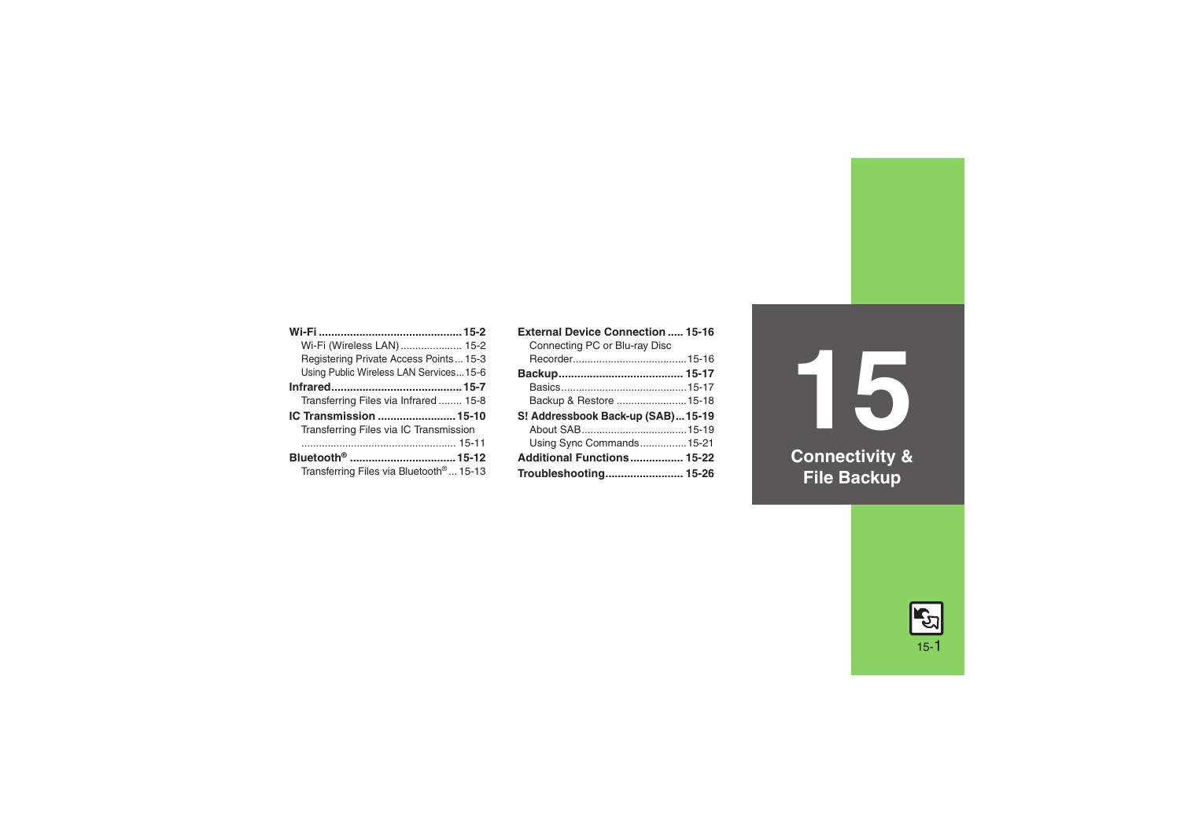# 15 Connectivity & File Backup

**Wi-Fi** ............................................. **15-2**
- Wi-Fi (Wireless LAN) ..................... 15-2
- Registering Private Access Points ... 15-3
- Using Public Wireless LAN Services ... 15-6

**Infrared** ......................................... **15-7**
- Transferring Files via Infrared ........ 15-8

**IC Transmission** ......................... **15-10**
- Transferring Files via IC Transmission ..................................................... 15-11

**Bluetooth®** .................................. **15-12**
- Transferring Files via Bluetooth® ... 15-13

**External Device Connection** ..... **15-16**
- Connecting PC or Blu-ray Disc Recorder....................................... 15-16

**Backup** ........................................ **15-17**
- Basics........................................... 15-17
- Backup & Restore ........................ 15-18

**S! Addressbook Back-up (SAB)** ... **15-19**
- About SAB.................................... 15-19
- Using Sync Commands................ 15-21

**Additional Functions** ................. **15-22**

**Troubleshooting** ......................... **15-26**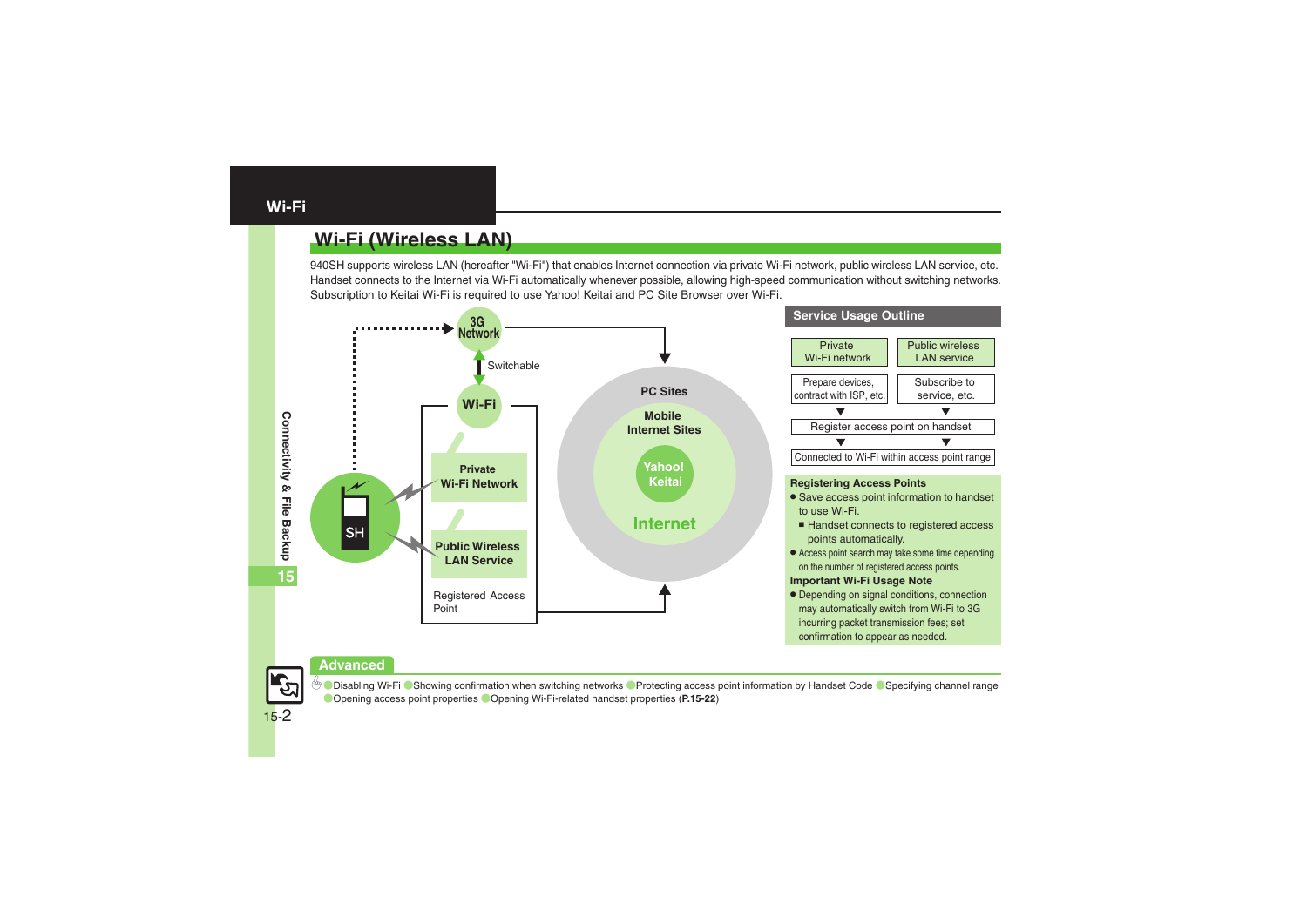# Wi-Fi (Wireless LAN)

940SH supports wireless LAN (hereafter "Wi-Fi") that enables Internet connection via private Wi-Fi network, public wireless LAN service, etc. Handset connects to the Internet via Wi-Fi automatically whenever possible, allowing high-speed communication without switching networks. Subscription to Keitai Wi-Fi is required to use Yahoo! Keitai and PC Site Browser over Wi-Fi.

3G Network

Switchable

Wi-Fi

Private Wi-Fi Network

Public Wireless LAN Service

Registered Access Point

PC Sites

Mobile Internet Sites

Yahoo! Keitai

Internet

## Service Usage Outline

| Private Wi-Fi network | Public wireless LAN service |
| --- | --- |
| Prepare devices, contract with ISP, etc. | Subscribe to service, etc. |
| ▼ | ▼ |
| Register access point on handset | |
| ▼ | ▼ |
| Connected to Wi-Fi within access point range | |

**Registering Access Points**

- Save access point information to handset to use Wi-Fi.
  - Handset connects to registered access points automatically.
- Access point search may take some time depending on the number of registered access points.

**Important Wi-Fi Usage Note**

- Depending on signal conditions, connection may automatically switch from Wi-Fi to 3G incurring packet transmission fees; set confirmation to appear as needed.

## Advanced

Disabling Wi-Fi; Showing confirmation when switching networks; Protecting access point information by Handset Code; Specifying channel range; Opening access point properties; Opening Wi-Fi-related handset properties (**P.15-22**)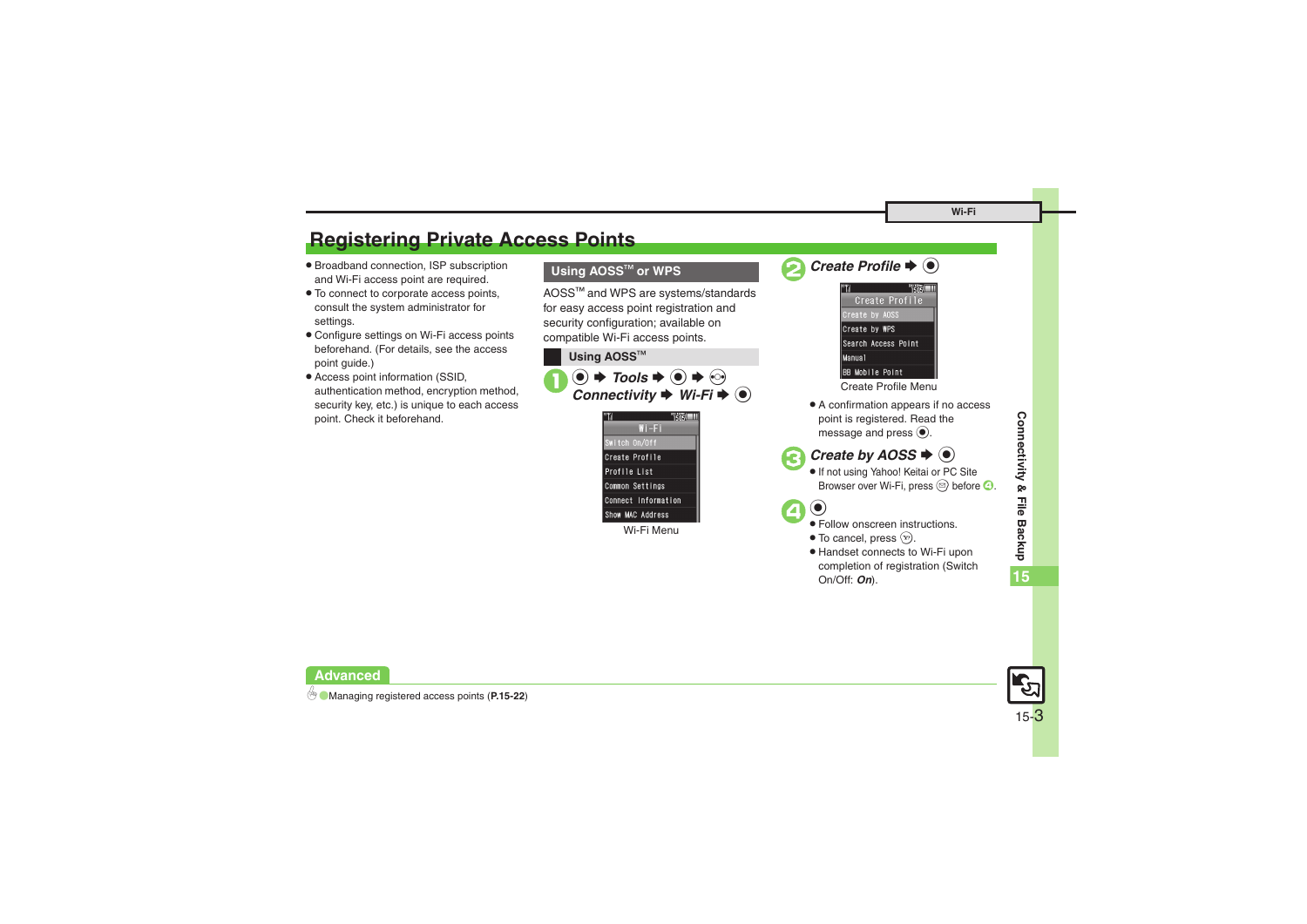# Registering Private Access Points

- Broadband connection, ISP subscription and Wi-Fi access point are required.
- To connect to corporate access points, consult the system administrator for settings.
- Configure settings on Wi-Fi access points beforehand. (For details, see the access point guide.)
- Access point information (SSID, authentication method, encryption method, security key, etc.) is unique to each access point. Check it beforehand.

## Using AOSS™ or WPS

AOSS™ and WPS are systems/standards for easy access point registration and security configuration; available on compatible Wi-Fi access points.

### Using AOSS™

**1** ● ➡ *Tools* ➡ ● ➡ ⦿ *Connectivity* ➡ *Wi-Fi* ➡ ●

Wi-Fi Menu

**2** *Create Profile* ➡ ●

Create Profile Menu

- A confirmation appears if no access point is registered. Read the message and press ●.

**3** *Create by AOSS* ➡ ●

- If not using Yahoo! Keitai or PC Site Browser over Wi-Fi, press ✉ before **4**.

**4** ●

- Follow onscreen instructions.
- To cancel, press ⓨ.
- Handset connects to Wi-Fi upon completion of registration (Switch On/Off: ***On***).

**Advanced**

Managing registered access points (**P.15-22**)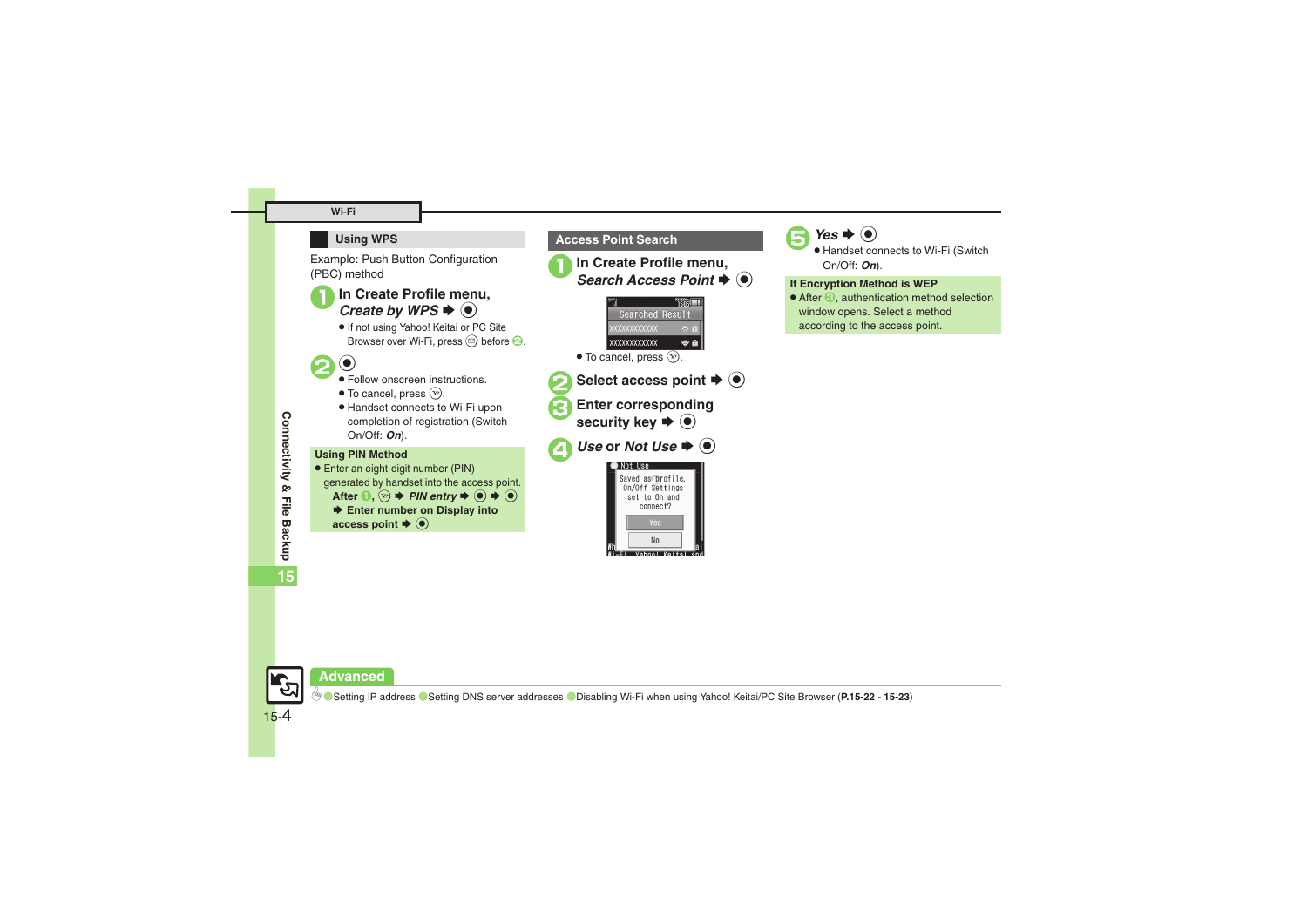## Wi-Fi

### Using WPS

Example: Push Button Configuration (PBC) method

**1** **In Create Profile menu, *Create by WPS*** ➡ ◉

- If not using Yahoo! Keitai or PC Site Browser over Wi-Fi, press ✉ before **2**.

**2** ◉

- Follow onscreen instructions.
- To cancel, press ☏.
- Handset connects to Wi-Fi upon completion of registration (Switch On/Off: ***On***).

**Using PIN Method**

- Enter an eight-digit number (PIN) generated by handset into the access point.
  **After 1, ☏ ➡ *PIN entry* ➡ ◉ ➡ ◉ ➡ Enter number on Display into access point ➡ ◉**

### Access Point Search

**1** **In Create Profile menu, *Search Access Point*** ➡ ◉

- To cancel, press ☏.

**2** **Select access point** ➡ ◉

**3** **Enter corresponding security key** ➡ ◉

**4** ***Use*** **or** ***Not Use*** ➡ ◉

**5** ***Yes*** ➡ ◉

- Handset connects to Wi-Fi (Switch On/Off: ***On***).

**If Encryption Method is WEP**

- After **3**, authentication method selection window opens. Select a method according to the access point.

**Advanced**

Setting IP address ● Setting DNS server addresses ● Disabling Wi-Fi when using Yahoo! Keitai/PC Site Browser (**P.15-22** - **15-23**)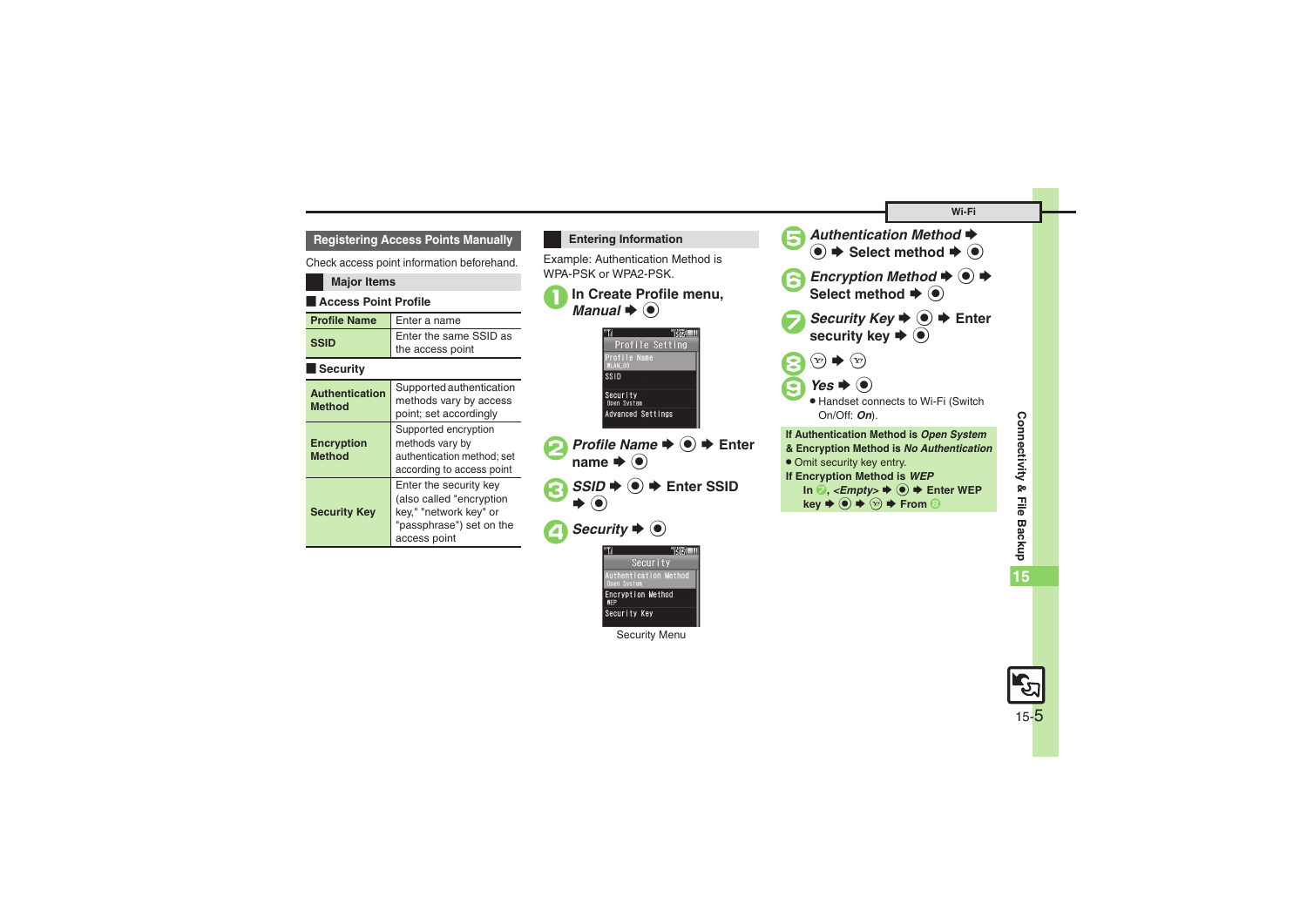## Registering Access Points Manually

Check access point information beforehand.

### Major Items

**Access Point Profile**

| | |
|---|---|
| **Profile Name** | Enter a name |
| **SSID** | Enter the same SSID as the access point |

**Security**

| | |
|---|---|
| **Authentication Method** | Supported authentication methods vary by access point; set accordingly |
| **Encryption Method** | Supported encryption methods vary by authentication method; set according to access point |
| **Security Key** | Enter the security key (also called "encryption key," "network key" or "passphrase") set on the access point |

## Entering Information

Example: Authentication Method is WPA-PSK or WPA2-PSK.

1. **In Create Profile menu, *Manual* ➡ ●**

2. ***Profile Name* ➡ ● ➡ Enter name ➡ ●**

3. ***SSID* ➡ ● ➡ Enter SSID ➡ ●**

4. ***Security* ➡ ●**

Security Menu

5. ***Authentication Method* ➡ ● ➡ Select method ➡ ●**

6. ***Encryption Method* ➡ ● ➡ Select method ➡ ●**

7. ***Security Key* ➡ ● ➡ Enter security key ➡ ●**

8. **Ⓨ ➡ Ⓨ**

9. ***Yes* ➡ ●**
   - Handset connects to Wi-Fi (Switch On/Off: ***On***).

**If Authentication Method is *Open System* & Encryption Method is *No Authentication***
- Omit security key entry.

**If Encryption Method is *WEP***
In 7, *<Empty>* ➡ ● ➡ Enter WEP key ➡ ● ➡ Ⓨ ➡ From 8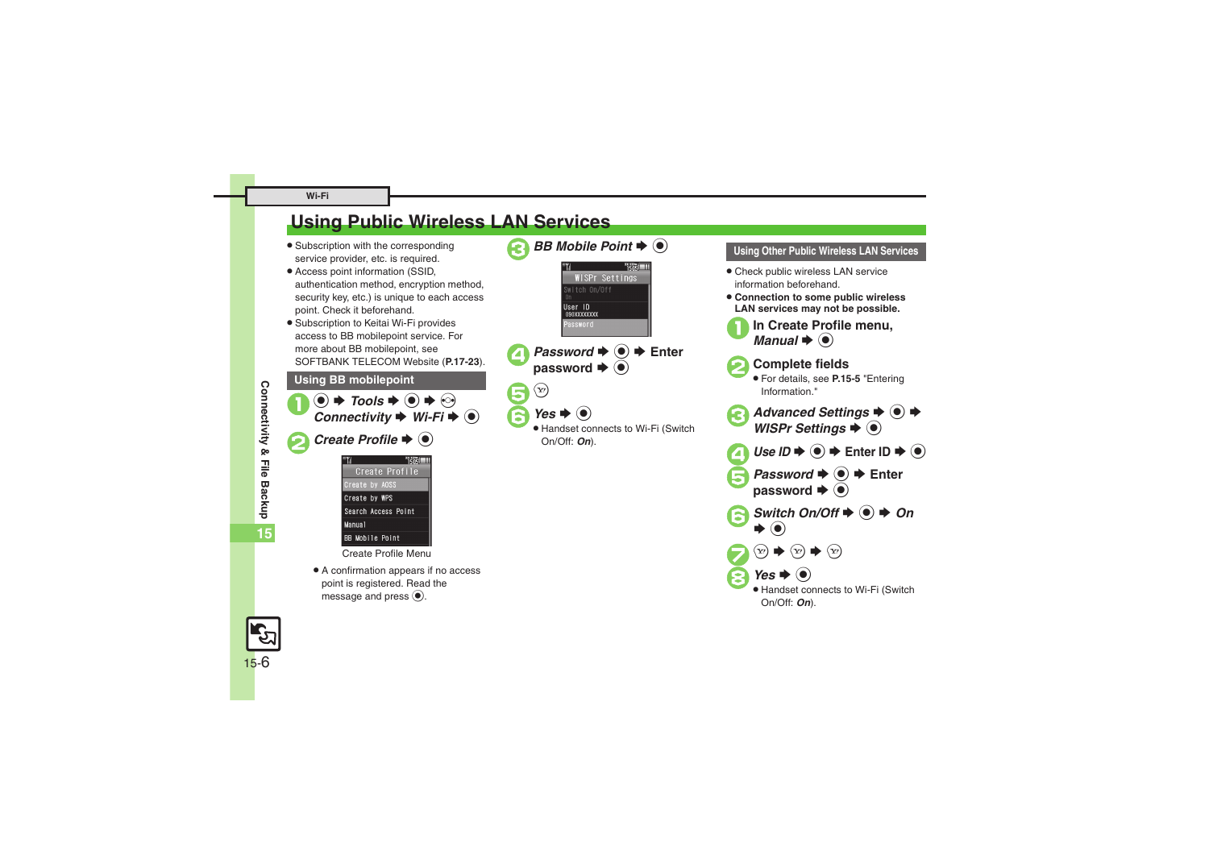## Using Public Wireless LAN Services

- Subscription with the corresponding service provider, etc. is required.
- Access point information (SSID, authentication method, encryption method, security key, etc.) is unique to each access point. Check it beforehand.
- Subscription to Keitai Wi-Fi provides access to BB mobilepoint service. For more about BB mobilepoint, see SOFTBANK TELECOM Website (**P.17-23**).

### Using BB mobilepoint

1. ● ➡ *Tools* ➡ ● ➡ ⊙ *Connectivity* ➡ *Wi-Fi* ➡ ●
2. *Create Profile* ➡ ●

   Create Profile Menu

   - A confirmation appears if no access point is registered. Read the message and press ●.

3. *BB Mobile Point* ➡ ●
4. *Password* ➡ ● ➡ Enter password ➡ ●
5. Ⓨ
6. *Yes* ➡ ●
   - Handset connects to Wi-Fi (Switch On/Off: *On*).

### Using Other Public Wireless LAN Services

- Check public wireless LAN service information beforehand.
- **Connection to some public wireless LAN services may not be possible.**

1. **In Create Profile menu,** *Manual* ➡ ●
2. **Complete fields**
   - For details, see **P.15-5** "Entering Information."
3. *Advanced Settings* ➡ ● ➡ *WISPr Settings* ➡ ●
4. *Use ID* ➡ ● ➡ Enter ID ➡ ●
5. *Password* ➡ ● ➡ Enter password ➡ ●
6. *Switch On/Off* ➡ ● ➡ *On* ➡ ●
7. Ⓨ ➡ Ⓨ ➡ Ⓨ
8. *Yes* ➡ ●
   - Handset connects to Wi-Fi (Switch On/Off: *On*).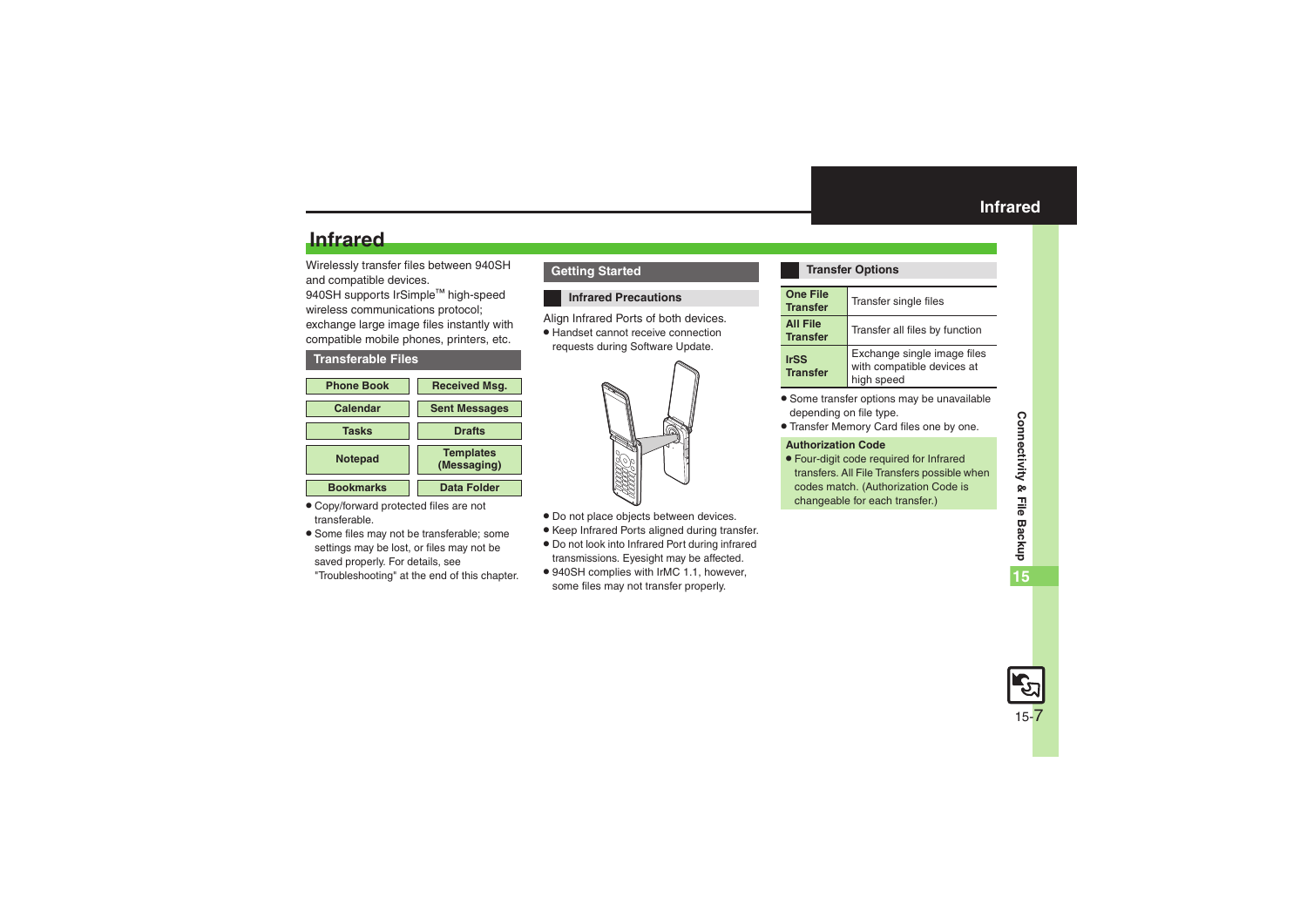# Infrared

Wirelessly transfer files between 940SH and compatible devices.
940SH supports IrSimple™ high-speed wireless communications protocol; exchange large image files instantly with compatible mobile phones, printers, etc.

## Transferable Files

| | |
|---|---|
| Phone Book | Received Msg. |
| Calendar | Sent Messages |
| Tasks | Drafts |
| Notepad | Templates (Messaging) |
| Bookmarks | Data Folder |

- Copy/forward protected files are not transferable.
- Some files may not be transferable; some settings may be lost, or files may not be saved properly. For details, see "Troubleshooting" at the end of this chapter.

## Getting Started

### Infrared Precautions

Align Infrared Ports of both devices.

- Handset cannot receive connection requests during Software Update.

- Do not place objects between devices.
- Keep Infrared Ports aligned during transfer.
- Do not look into Infrared Port during infrared transmissions. Eyesight may be affected.
- 940SH complies with IrMC 1.1, however, some files may not transfer properly.

### Transfer Options

| | |
|---|---|
| **One File Transfer** | Transfer single files |
| **All File Transfer** | Transfer all files by function |
| **IrSS Transfer** | Exchange single image files with compatible devices at high speed |

- Some transfer options may be unavailable depending on file type.
- Transfer Memory Card files one by one.

**Authorization Code**

- Four-digit code required for Infrared transfers. All File Transfers possible when codes match. (Authorization Code is changeable for each transfer.)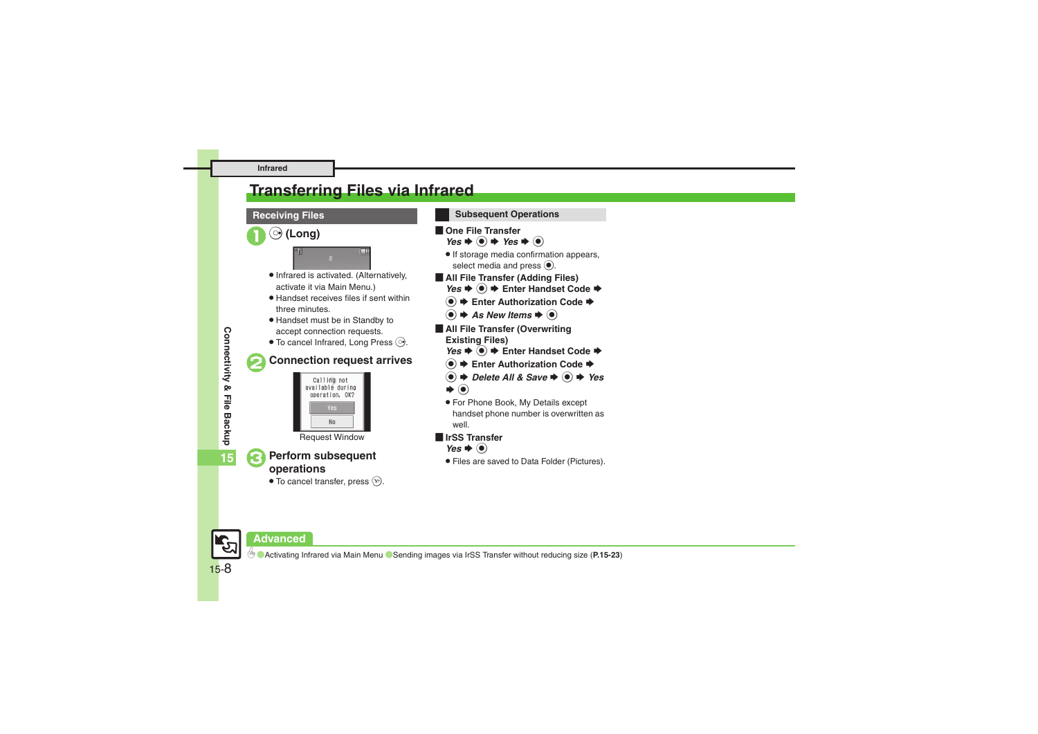# Transferring Files via Infrared

## Receiving Files

**1** (Long)

- Infrared is activated. (Alternatively, activate it via Main Menu.)
- Handset receives files if sent within three minutes.
- Handset must be in Standby to accept connection requests.
- To cancel Infrared, Long Press .

**2 Connection request arrives**

Calling not available during operation. OK?

Yes

No

Request Window

**3 Perform subsequent operations**

- To cancel transfer, press .

## Subsequent Operations

**One File Transfer**

*Yes* ➡ ● ➡ *Yes* ➡ ●

- If storage media confirmation appears, select media and press ●.

**All File Transfer (Adding Files)**

*Yes* ➡ ● ➡ **Enter Handset Code** ➡ ● ➡ **Enter Authorization Code** ➡ ● ➡ *As New Items* ➡ ●

**All File Transfer (Overwriting Existing Files)**

*Yes* ➡ ● ➡ **Enter Handset Code** ➡ ● ➡ **Enter Authorization Code** ➡ ● ➡ *Delete All & Save* ➡ ● ➡ *Yes* ➡ ●

- For Phone Book, My Details except handset phone number is overwritten as well.

**IrSS Transfer**

*Yes* ➡ ●

- Files are saved to Data Folder (Pictures).

## Advanced

Activating Infrared via Main Menu · Sending images via IrSS Transfer without reducing size (**P.15-23**)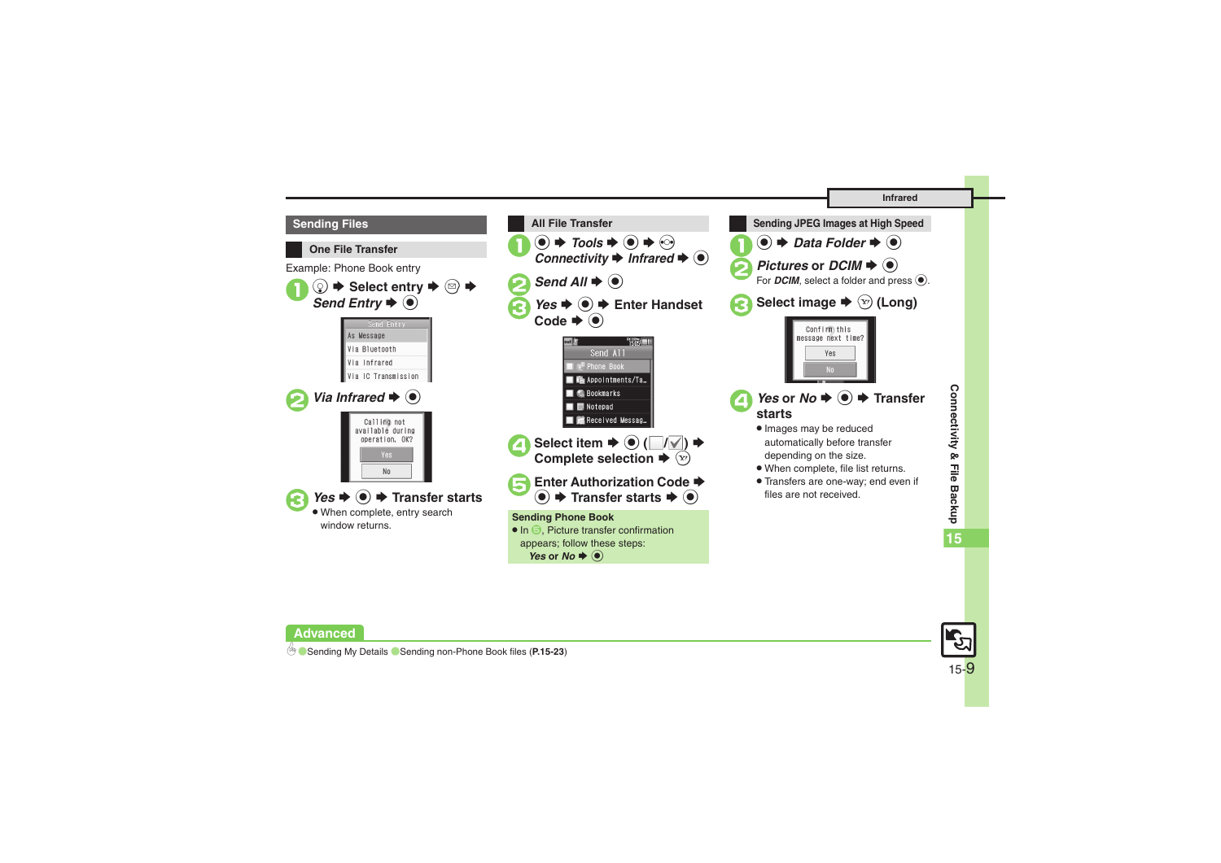## Sending Files

### One File Transfer

Example: Phone Book entry

1. ◉ ➡ Select entry ➡ ✉ ➡ *Send Entry* ➡ ◉

   Send Entry
   As Message
   Via Bluetooth
   Via Infrared
   Via IC Transmission

2. *Via Infrared* ➡ ◉

   Calling not available during operation. OK?
   Yes
   No

3. *Yes* ➡ ◉ ➡ Transfer starts
   - When complete, entry search window returns.

### All File Transfer

1. ◉ ➡ *Tools* ➡ ◉ ➡ ⊙ *Connectivity* ➡ *Infrared* ➡ ◉
2. *Send All* ➡ ◉
3. *Yes* ➡ ◉ ➡ Enter Handset Code ➡ ◉

   Send All
   Phone Book
   Appointments/Ta…
   Bookmarks
   Notepad
   Received Messag…

4. Select item ➡ ◉ (☐/☑) ➡ Complete selection ➡ Ⓨ
5. Enter Authorization Code ➡ ◉ ➡ Transfer starts ➡ ◉

**Sending Phone Book**
- In 5, Picture transfer confirmation appears; follow these steps: *Yes* or *No* ➡ ◉

### Sending JPEG Images at High Speed

1. ◉ ➡ *Data Folder* ➡ ◉
2. *Pictures* or *DCIM* ➡ ◉
   For *DCIM*, select a folder and press ◉.
3. Select image ➡ Ⓨ (Long)

   Confirm this message next time?
   Yes
   No

4. *Yes* or *No* ➡ ◉ ➡ Transfer starts
   - Images may be reduced automatically before transfer depending on the size.
   - When complete, file list returns.
   - Transfers are one-way; end even if files are not received.

**Advanced**

Sending My Details  Sending non-Phone Book files (**P.15-23**)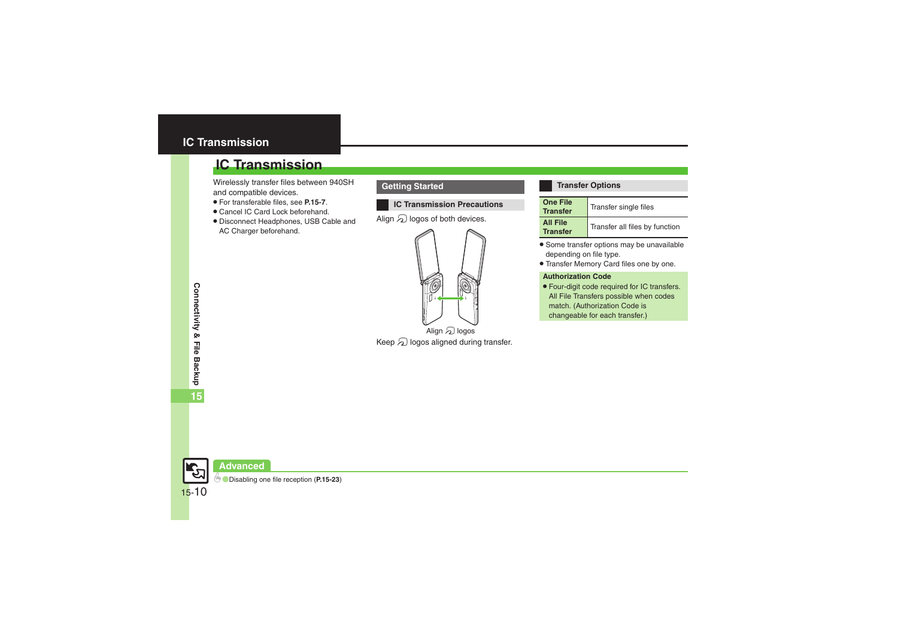# IC Transmission

Wirelessly transfer files between 940SH and compatible devices.

- For transferable files, see **P.15-7**.
- Cancel IC Card Lock beforehand.
- Disconnect Headphones, USB Cable and AC Charger beforehand.

## Getting Started

### IC Transmission Precautions

Align logos of both devices.

Align logos

Keep logos aligned during transfer.

### Transfer Options

| | |
|---|---|
| **One File Transfer** | Transfer single files |
| **All File Transfer** | Transfer all files by function |

- Some transfer options may be unavailable depending on file type.
- Transfer Memory Card files one by one.

**Authorization Code**

- Four-digit code required for IC transfers. All File Transfers possible when codes match. (Authorization Code is changeable for each transfer.)

## Advanced

Disabling one file reception (**P.15-23**)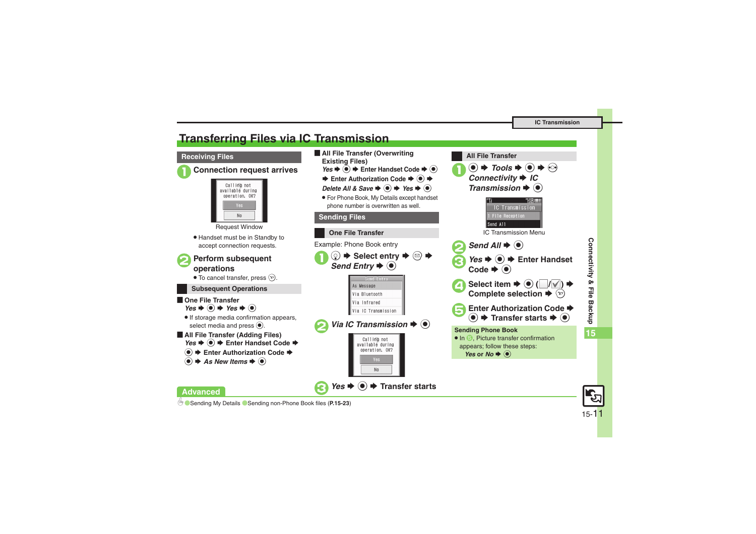# Transferring Files via IC Transmission

## Receiving Files

**1** Connection request arrives

Calling not available during operation. OK?
Yes
No

Request Window

- Handset must be in Standby to accept connection requests.

**2** Perform subsequent operations

- To cancel transfer, press ⓨ.

### Subsequent Operations

**One File Transfer**

*Yes* ➡ ● ➡ *Yes* ➡ ●

- If storage media confirmation appears, select media and press ●.

**All File Transfer (Adding Files)**

*Yes* ➡ ● ➡ Enter Handset Code ➡ ● ➡ Enter Authorization Code ➡ ● ➡ *As New Items* ➡ ●

**All File Transfer (Overwriting Existing Files)**

*Yes* ➡ ● ➡ Enter Handset Code ➡ ● ➡ Enter Authorization Code ➡ ● ➡ *Delete All & Save* ➡ ● ➡ *Yes* ➡ ●

- For Phone Book, My Details except handset phone number is overwritten as well.

## Sending Files

### One File Transfer

Example: Phone Book entry

**1** ◎ ➡ Select entry ➡ ✉ ➡ *Send Entry* ➡ ●

Send Entry
As Message
Via Bluetooth
Via Infrared
Via IC Transmission

**2** *Via IC Transmission* ➡ ●

Calling not available during operation. OK?
Yes
No

**3** *Yes* ➡ ● ➡ Transfer starts

### All File Transfer

**1** ● ➡ *Tools* ➡ ● ➡ ◎ *Connectivity* ➡ *IC Transmission* ➡ ●

IC Transmission
1 File Reception
Send All

IC Transmission Menu

**2** *Send All* ➡ ●

**3** *Yes* ➡ ● ➡ Enter Handset Code ➡ ●

**4** Select item ➡ ● (☐/☑) ➡ Complete selection ➡ ⓨ

**5** Enter Authorization Code ➡ ● ➡ Transfer starts ➡ ●

**Sending Phone Book**

- In **5**, Picture transfer confirmation appears; follow these steps: *Yes* or *No* ➡ ●

**Advanced**

●Sending My Details ●Sending non-Phone Book files (**P.15-23**)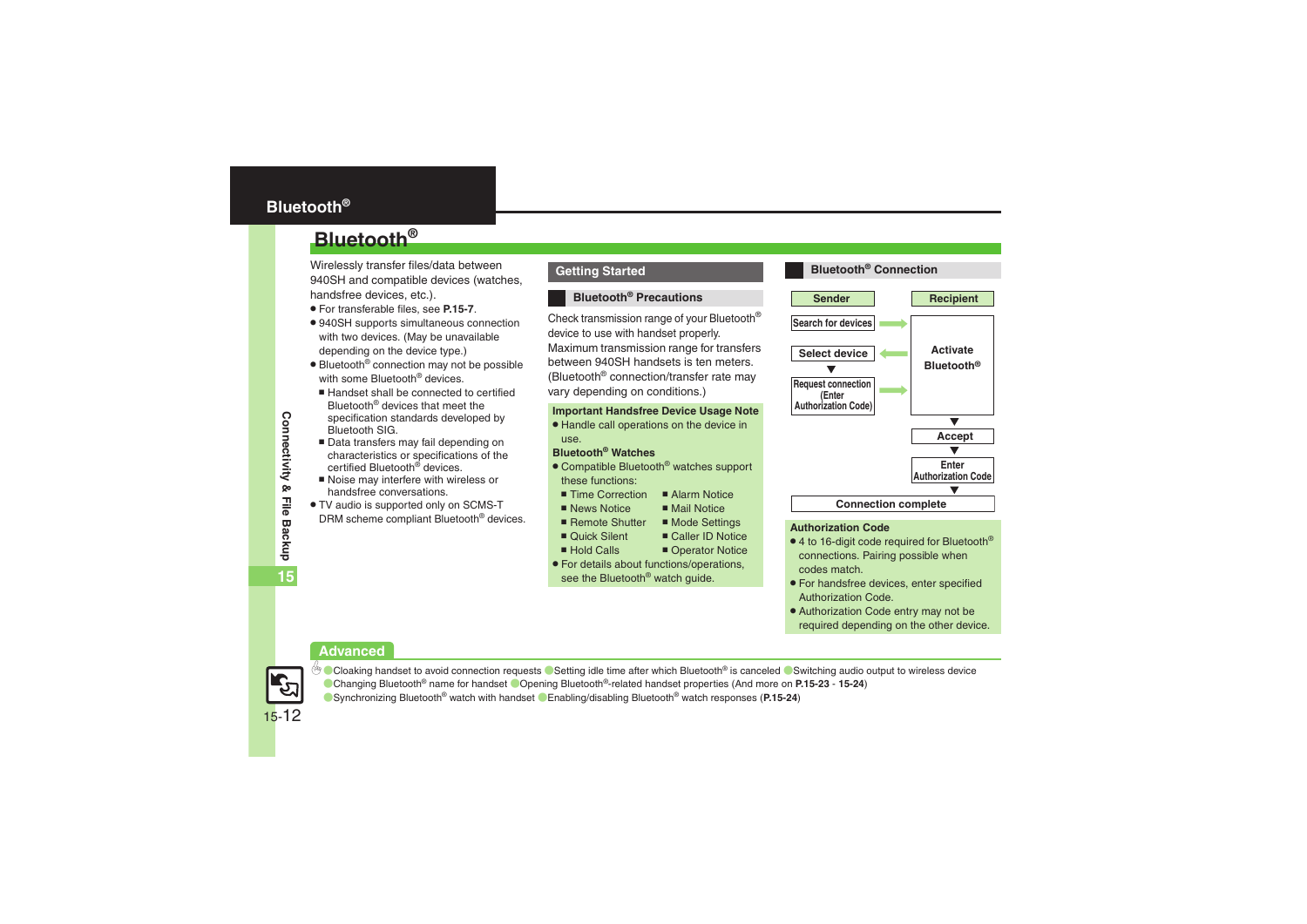# Bluetooth®

Wirelessly transfer files/data between 940SH and compatible devices (watches, handsfree devices, etc.).

- For transferable files, see **P.15-7**.
- 940SH supports simultaneous connection with two devices. (May be unavailable depending on the device type.)
- Bluetooth® connection may not be possible with some Bluetooth® devices.
  - Handset shall be connected to certified Bluetooth® devices that meet the specification standards developed by Bluetooth SIG.
  - Data transfers may fail depending on characteristics or specifications of the certified Bluetooth® devices.
  - Noise may interfere with wireless or handsfree conversations.
- TV audio is supported only on SCMS-T DRM scheme compliant Bluetooth® devices.

## Getting Started

### Bluetooth® Precautions

Check transmission range of your Bluetooth® device to use with handset properly. Maximum transmission range for transfers between 940SH handsets is ten meters. (Bluetooth® connection/transfer rate may vary depending on conditions.)

**Important Handsfree Device Usage Note**

- Handle call operations on the device in use.

**Bluetooth® Watches**

- Compatible Bluetooth® watches support these functions:
  - Time Correction
  - Alarm Notice
  - News Notice
  - Mail Notice
  - Remote Shutter
  - Mode Settings
  - Quick Silent
  - Caller ID Notice
  - Hold Calls
  - Operator Notice
- For details about functions/operations, see the Bluetooth® watch guide.

### Bluetooth® Connection

| Sender | | Recipient |
|---|---|---|
| Search for devices | → | Activate Bluetooth® |
| Select device | ← | |
| Request connection (Enter Authorization Code) | → | |
| | | Accept |
| | | Enter Authorization Code |

Connection complete

**Authorization Code**

- 4 to 16-digit code required for Bluetooth® connections. Pairing possible when codes match.
- For handsfree devices, enter specified Authorization Code.
- Authorization Code entry may not be required depending on the other device.

## Advanced

- Cloaking handset to avoid connection requests
- Setting idle time after which Bluetooth® is canceled
- Switching audio output to wireless device
- Changing Bluetooth® name for handset
- Opening Bluetooth®-related handset properties (And more on **P.15-23** - **15-24**)
- Synchronizing Bluetooth® watch with handset
- Enabling/disabling Bluetooth® watch responses (**P.15-24**)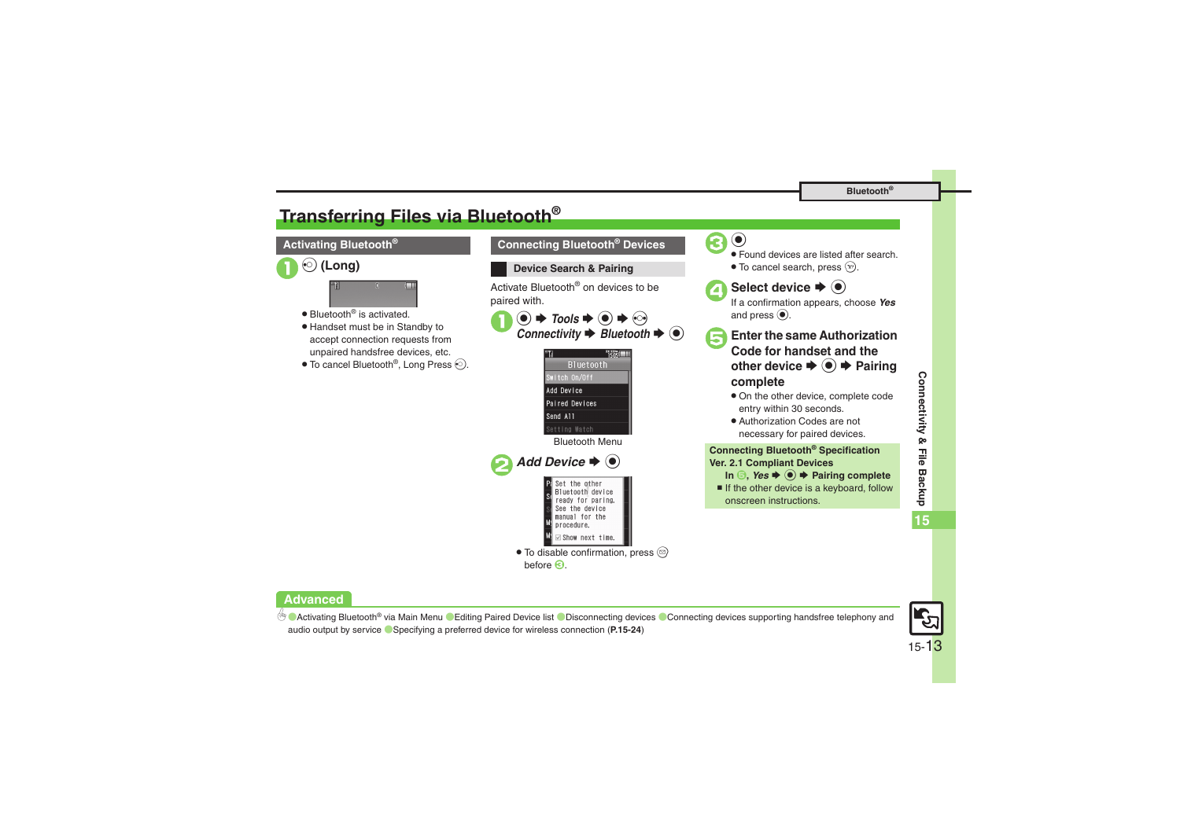# Transferring Files via Bluetooth®

## Activating Bluetooth®

**1** (Long)

- Bluetooth® is activated.
- Handset must be in Standby to accept connection requests from unpaired handsfree devices, etc.
- To cancel Bluetooth®, Long Press .

## Connecting Bluetooth® Devices

### Device Search & Pairing

Activate Bluetooth® on devices to be paired with.

**1** ● ➡ *Tools* ➡ ● ➡ ➡ *Connectivity* ➡ *Bluetooth* ➡ ●

Bluetooth Menu

**2** *Add Device* ➡ ●

- To disable confirmation, press before 3.

**3** ●

- Found devices are listed after search.
- To cancel search, press .

**4** **Select device ➡ ●**

If a confirmation appears, choose ***Yes*** and press ●.

**5** **Enter the same Authorization Code for handset and the other device ➡ ● ➡ Pairing complete**

- On the other device, complete code entry within 30 seconds.
- Authorization Codes are not necessary for paired devices.

**Connecting Bluetooth® Specification Ver. 2.1 Compliant Devices**

**In 5, *Yes* ➡ ● ➡ Pairing complete**

- If the other device is a keyboard, follow onscreen instructions.

## Advanced

Activating Bluetooth® via Main Menu ● Editing Paired Device list ● Disconnecting devices ● Connecting devices supporting handsfree telephony and audio output by service ● Specifying a preferred device for wireless connection (**P.15-24**)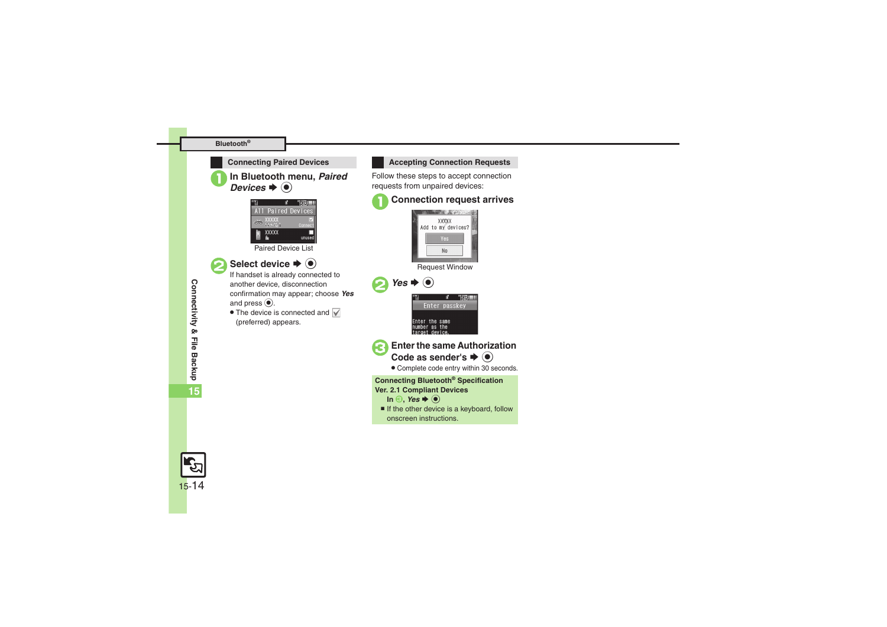## Connecting Paired Devices

**1** **In Bluetooth menu, *Paired Devices* ➡ ◉**

Paired Device List

**2** **Select device ➡ ◉**

If handset is already connected to another device, disconnection confirmation may appear; choose ***Yes*** and press ◉.

- The device is connected and ☑ (preferred) appears.

## Accepting Connection Requests

Follow these steps to accept connection requests from unpaired devices:

**1** **Connection request arrives**

Request Window

**2** ***Yes*** **➡ ◉**

**3** **Enter the same Authorization Code as sender's ➡ ◉**

- Complete code entry within 30 seconds.

**Connecting Bluetooth® Specification Ver. 2.1 Compliant Devices**

In **3**, ***Yes*** ➡ ◉

- If the other device is a keyboard, follow onscreen instructions.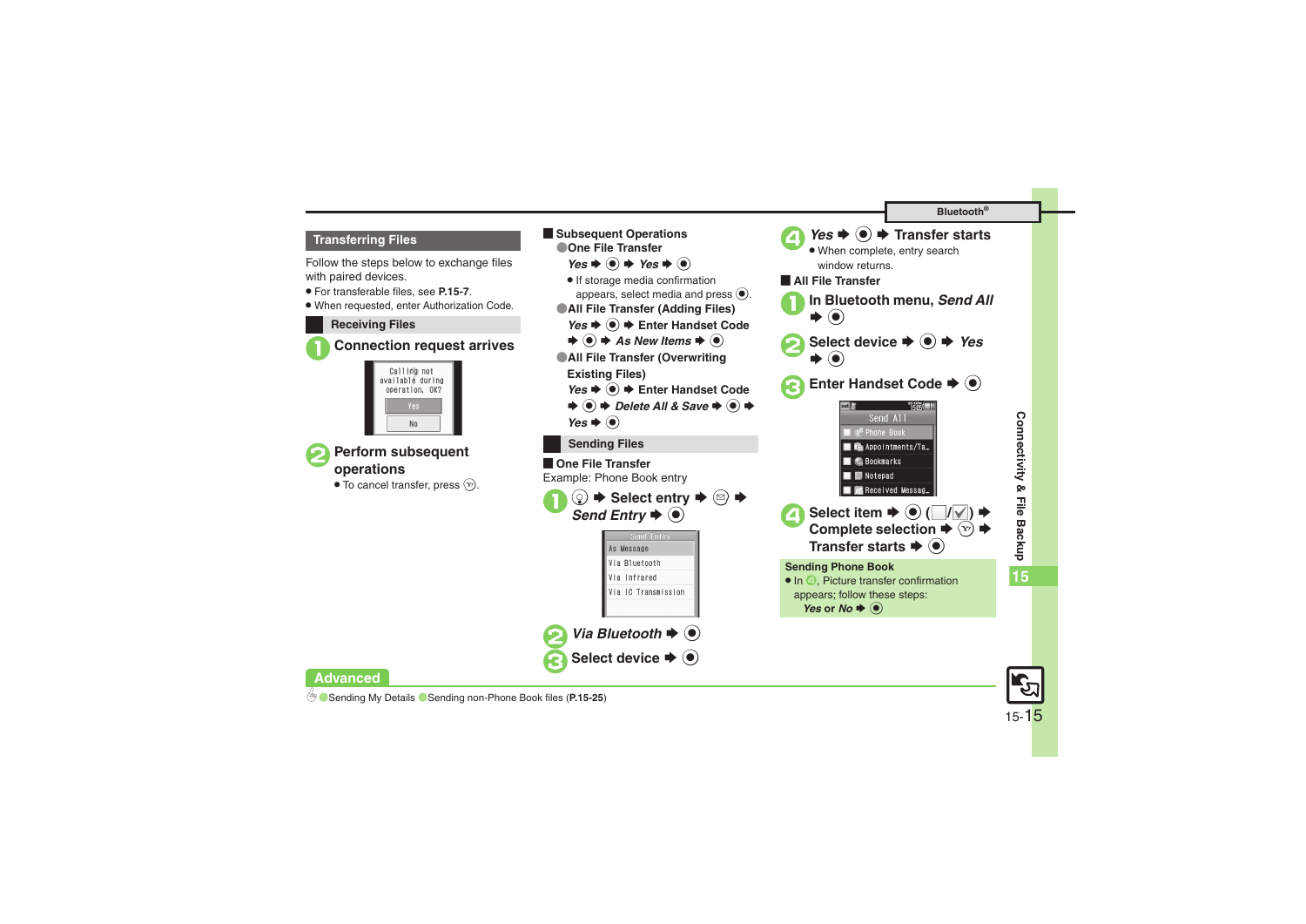## Transferring Files

Follow the steps below to exchange files with paired devices.

- For transferable files, see **P.15-7**.
- When requested, enter Authorization Code.

### Receiving Files

1. **Connection request arrives**

   Calling not available during operation. OK?
   Yes
   No

2. **Perform subsequent operations**
   - To cancel transfer, press ⓨ.

### Subsequent Operations

**One File Transfer**

*Yes* ➡ ● ➡ *Yes* ➡ ●

- If storage media confirmation appears, select media and press ●.

**All File Transfer (Adding Files)**

*Yes* ➡ ● ➡ **Enter Handset Code** ➡ ● ➡ *As New Items* ➡ ●

**All File Transfer (Overwriting Existing Files)**

*Yes* ➡ ● ➡ **Enter Handset Code** ➡ ● ➡ *Delete All & Save* ➡ ● ➡ *Yes* ➡ ●

### Sending Files

**One File Transfer**

Example: Phone Book entry

1. ◎ ➡ **Select entry** ➡ ✉ ➡ *Send Entry* ➡ ●

   Send Entry
   As Message
   Via Bluetooth
   Via Infrared
   Via IC Transmission

2. *Via Bluetooth* ➡ ●
3. **Select device** ➡ ●
4. *Yes* ➡ ● ➡ **Transfer starts**
   - When complete, entry search window returns.

**All File Transfer**

1. **In Bluetooth menu,** ***Send All*** ➡ ●
2. **Select device** ➡ ● ➡ *Yes* ➡ ●
3. **Enter Handset Code** ➡ ●

   Send All
   Phone Book
   Appointments/Ta…
   Bookmarks
   Notepad
   Received Messag…

4. **Select item** ➡ ● (☐/☑) ➡ **Complete selection** ➡ ⓨ ➡ **Transfer starts** ➡ ●

**Sending Phone Book**

- In 4, Picture transfer confirmation appears; follow these steps: *Yes* or *No* ➡ ●

**Advanced**

●Sending My Details ●Sending non-Phone Book files (**P.15-25**)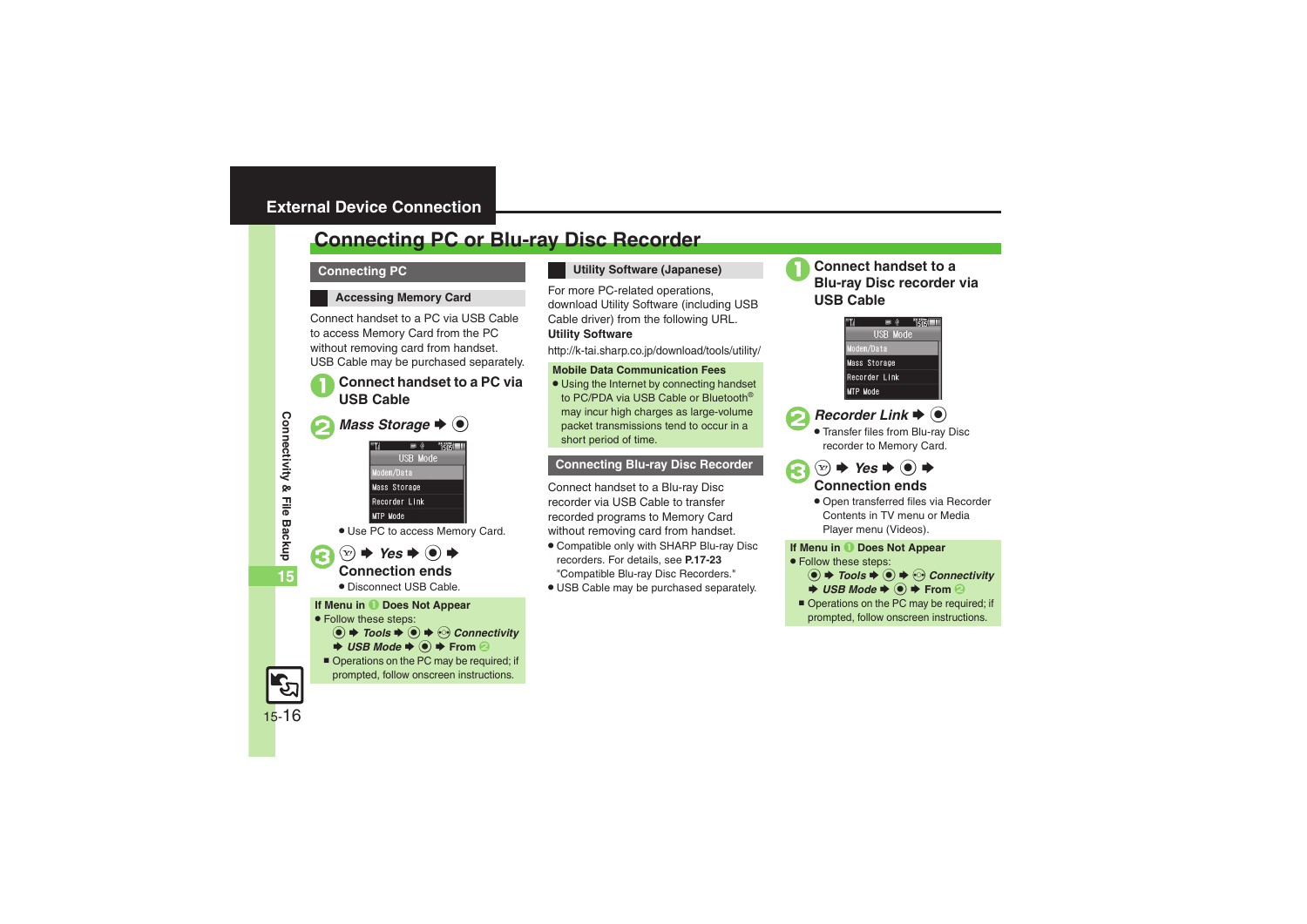# Connecting PC or Blu-ray Disc Recorder

## Connecting PC

### Accessing Memory Card

Connect handset to a PC via USB Cable to access Memory Card from the PC without removing card from handset.
USB Cable may be purchased separately.

**1** **Connect handset to a PC via USB Cable**

**2** ***Mass Storage*** ➡ ◉

USB Mode
Modem/Data
Mass Storage
Recorder Link
MTP Mode

- Use PC to access Memory Card.

**3** ✉ ➡ ***Yes*** ➡ ◉ ➡
**Connection ends**

- Disconnect USB Cable.

**If Menu in 1 Does Not Appear**

- Follow these steps:
  ◉ ➡ *Tools* ➡ ◉ ➡ ⊙ *Connectivity* ➡ *USB Mode* ➡ ◉ ➡ From 2
  - Operations on the PC may be required; if prompted, follow onscreen instructions.

### Utility Software (Japanese)

For more PC-related operations, download Utility Software (including USB Cable driver) from the following URL.
**Utility Software**
http://k-tai.sharp.co.jp/download/tools/utility/

**Mobile Data Communication Fees**

- Using the Internet by connecting handset to PC/PDA via USB Cable or Bluetooth® may incur high charges as large-volume packet transmissions tend to occur in a short period of time.

## Connecting Blu-ray Disc Recorder

Connect handset to a Blu-ray Disc recorder via USB Cable to transfer recorded programs to Memory Card without removing card from handset.

- Compatible only with SHARP Blu-ray Disc recorders. For details, see **P.17-23** "Compatible Blu-ray Disc Recorders."
- USB Cable may be purchased separately.

**1** **Connect handset to a Blu-ray Disc recorder via USB Cable**

USB Mode
Modem/Data
Mass Storage
Recorder Link
MTP Mode

**2** ***Recorder Link*** ➡ ◉

- Transfer files from Blu-ray Disc recorder to Memory Card.

**3** ✉ ➡ ***Yes*** ➡ ◉ ➡
**Connection ends**

- Open transferred files via Recorder Contents in TV menu or Media Player menu (Videos).

**If Menu in 1 Does Not Appear**

- Follow these steps:
  ◉ ➡ *Tools* ➡ ◉ ➡ ⊙ *Connectivity* ➡ *USB Mode* ➡ ◉ ➡ From 2
  - Operations on the PC may be required; if prompted, follow onscreen instructions.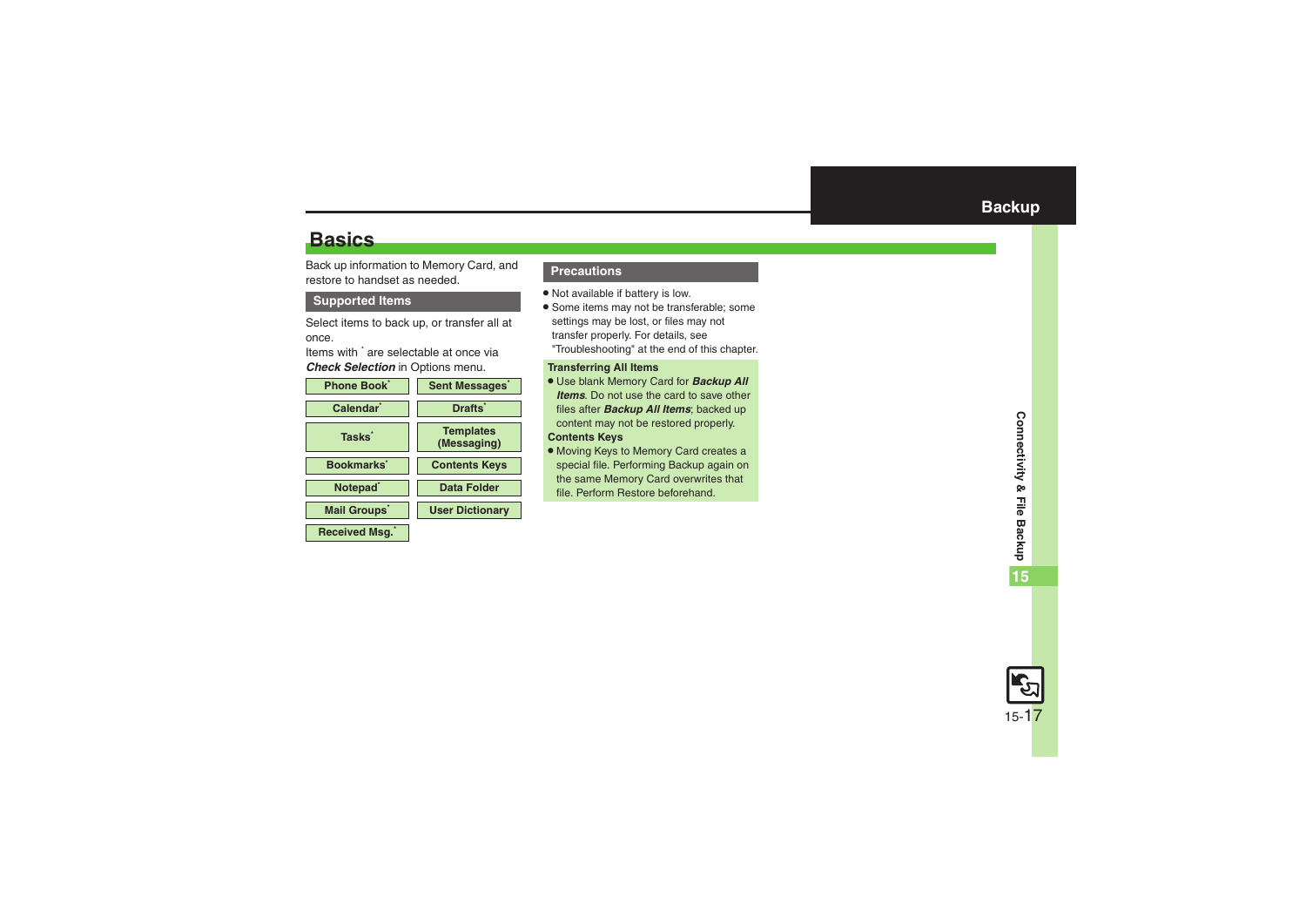## Basics

Back up information to Memory Card, and restore to handset as needed.

### Supported Items

Select items to back up, or transfer all at once.

Items with * are selectable at once via ***Check Selection*** in Options menu.

| | |
|---|---|
| Phone Book* | Sent Messages* |
| Calendar* | Drafts* |
| Tasks* | Templates (Messaging) |
| Bookmarks* | Contents Keys |
| Notepad* | Data Folder |
| Mail Groups* | User Dictionary |
| Received Msg.* | |

### Precautions

- Not available if battery is low.
- Some items may not be transferable; some settings may be lost, or files may not transfer properly. For details, see "Troubleshooting" at the end of this chapter.

**Transferring All Items**

- Use blank Memory Card for ***Backup All Items***. Do not use the card to save other files after ***Backup All Items***; backed up content may not be restored properly.

**Contents Keys**

- Moving Keys to Memory Card creates a special file. Performing Backup again on the same Memory Card overwrites that file. Perform Restore beforehand.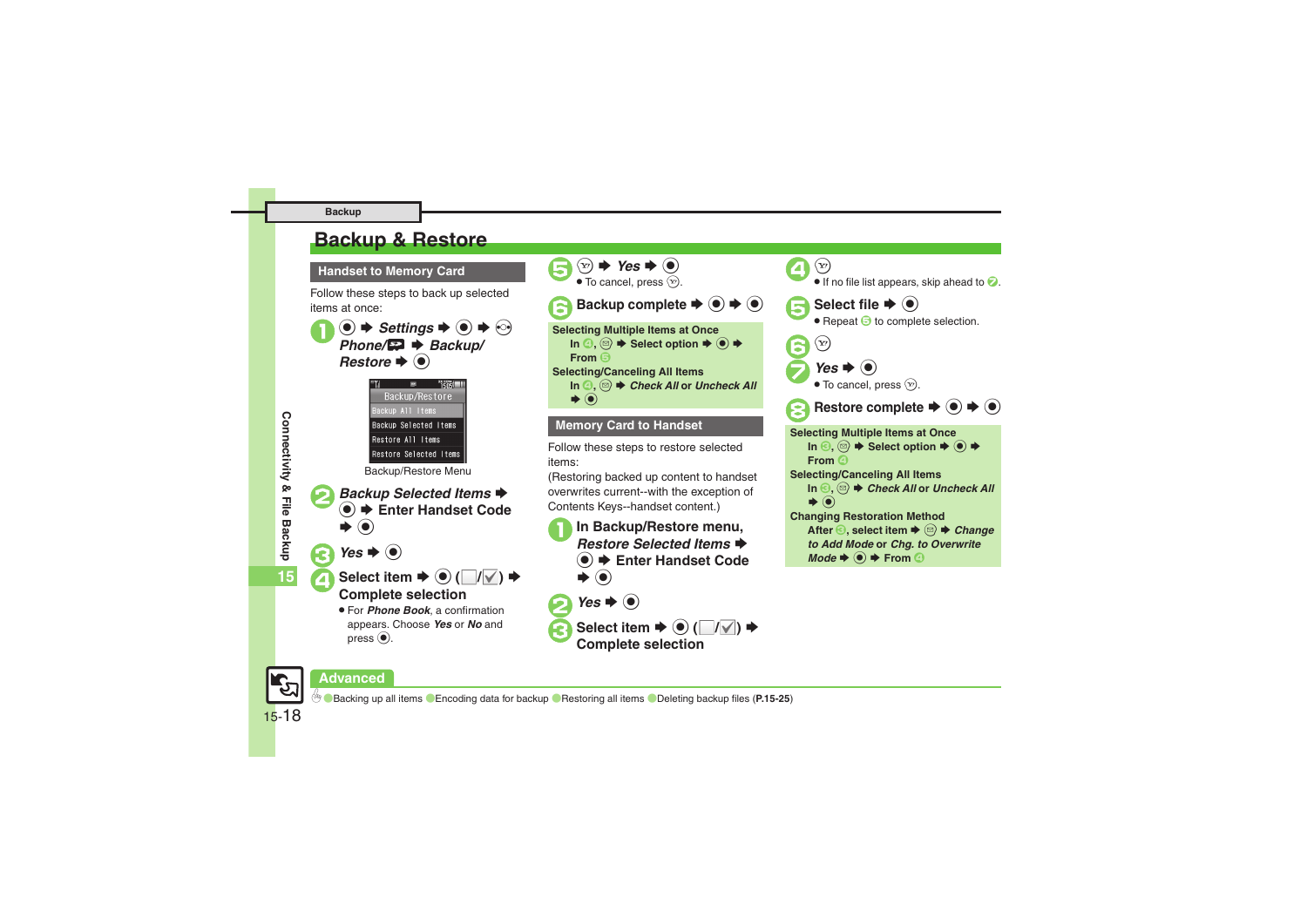# Backup & Restore

## Handset to Memory Card

Follow these steps to back up selected items at once:

1. ● ➡ *Settings* ➡ ● ➡ ⊙ *Phone/* ➡ *Backup/ Restore* ➡ ●

Backup/Restore
Backup All Items
Backup Selected Items
Restore All Items
Restore Selected Items

Backup/Restore Menu

2. *Backup Selected Items* ➡ ● ➡ Enter Handset Code ➡ ●
3. *Yes* ➡ ●
4. Select item ➡ ● (☐/☑) ➡ Complete selection
   - For *Phone Book*, a confirmation appears. Choose *Yes* or *No* and press ●.
5. Ⓨ ➡ *Yes* ➡ ●
   - To cancel, press Ⓨ.
6. Backup complete ➡ ● ➡ ●

**Selecting Multiple Items at Once**
In 4, ✉ ➡ Select option ➡ ● ➡ From 5

**Selecting/Canceling All Items**
In 4, ✉ ➡ *Check All* or *Uncheck All* ➡ ●

## Memory Card to Handset

Follow these steps to restore selected items:
(Restoring backed up content to handset overwrites current--with the exception of Contents Keys--handset content.)

1. In Backup/Restore menu, *Restore Selected Items* ➡ ● ➡ Enter Handset Code ➡ ●
2. *Yes* ➡ ●
3. Select item ➡ ● (☐/☑) ➡ Complete selection
4. Ⓨ
   - If no file list appears, skip ahead to 7.
5. Select file ➡ ●
   - Repeat 5 to complete selection.
6. Ⓨ
7. *Yes* ➡ ●
   - To cancel, press Ⓨ.
8. Restore complete ➡ ● ➡ ●

**Selecting Multiple Items at Once**
In 3, ✉ ➡ Select option ➡ ● ➡ From 4

**Selecting/Canceling All Items**
In 3, ✉ ➡ *Check All* or *Uncheck All* ➡ ●

**Changing Restoration Method**
After 3, select item ➡ ✉ ➡ *Change to Add Mode* or *Chg. to Overwrite Mode* ➡ ● ➡ From 4

## Advanced

●Backing up all items ●Encoding data for backup ●Restoring all items ●Deleting backup files (**P.15-25**)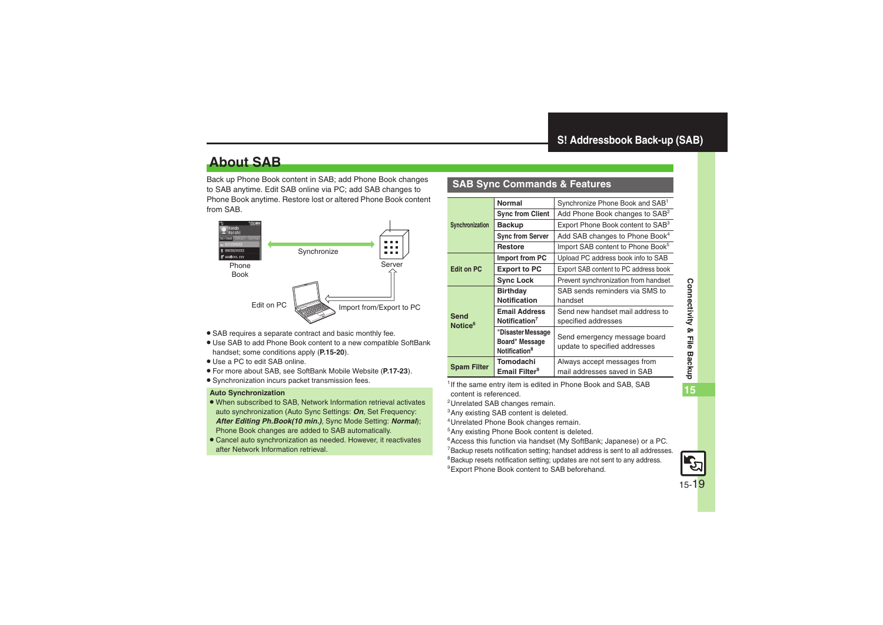## S! Addressbook Back-up (SAB)

## About SAB

Back up Phone Book content in SAB; add Phone Book changes to SAB anytime. Edit SAB online via PC; add SAB changes to Phone Book anytime. Restore lost or altered Phone Book content from SAB.

Phone Book — Synchronize — Server

Edit on PC — Import from/Export to PC

- SAB requires a separate contract and basic monthly fee.
- Use SAB to add Phone Book content to a new compatible SoftBank handset; some conditions apply (**P.15-20**).
- Use a PC to edit SAB online.
- For more about SAB, see SoftBank Mobile Website (**P.17-23**).
- Synchronization incurs packet transmission fees.

**Auto Synchronization**

- When subscribed to SAB, Network Information retrieval activates auto synchronization (Auto Sync Settings: ***On***, Set Frequency: ***After Editing Ph.Book(10 min.)***, Sync Mode Setting: ***Normal***); Phone Book changes are added to SAB automatically.
- Cancel auto synchronization as needed. However, it reactivates after Network Information retrieval.

### SAB Sync Commands & Features

| | | |
|---|---|---|
| Synchronization | Normal | Synchronize Phone Book and SAB[1] |
| | Sync from Client | Add Phone Book changes to SAB[2] |
| | Backup | Export Phone Book content to SAB[3] |
| | Sync from Server | Add SAB changes to Phone Book[4] |
| | Restore | Import SAB content to Phone Book[5] |
| Edit on PC | Import from PC | Upload PC address book info to SAB |
| | Export to PC | Export SAB content to PC address book |
| | Sync Lock | Prevent synchronization from handset |
| Send Notice[6] | Birthday Notification | SAB sends reminders via SMS to handset |
| | Email Address Notification[7] | Send new handset mail address to specified addresses |
| | "Disaster Message Board" Message Notification[8] | Send emergency message board update to specified addresses |
| Spam Filter | Tomodachi Email Filter[9] | Always accept messages from mail addresses saved in SAB |

[1] If the same entry item is edited in Phone Book and SAB, SAB content is referenced.
[2] Unrelated SAB changes remain.
[3] Any existing SAB content is deleted.
[4] Unrelated Phone Book changes remain.
[5] Any existing Phone Book content is deleted.
[6] Access this function via handset (My SoftBank; Japanese) or a PC.
[7] Backup resets notification setting; handset address is sent to all addresses.
[8] Backup resets notification setting; updates are not sent to any address.
[9] Export Phone Book content to SAB beforehand.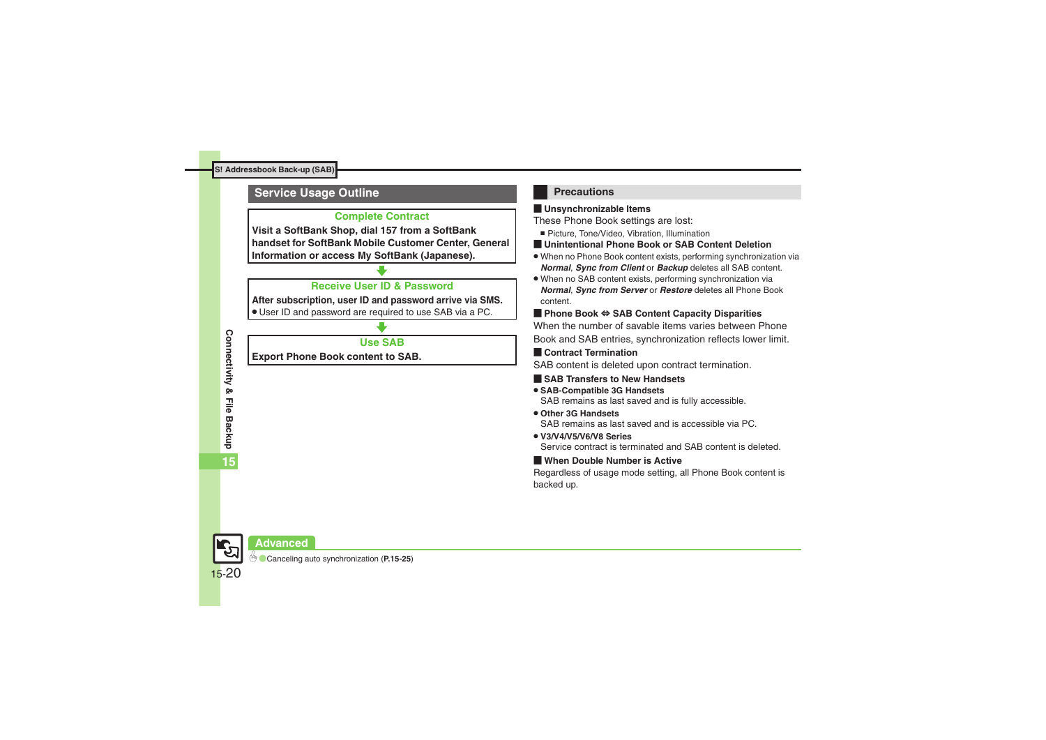## S! Addressbook Back-up (SAB)

### Service Usage Outline

**Complete Contract**

**Visit a SoftBank Shop, dial 157 from a SoftBank handset for SoftBank Mobile Customer Center, General Information or access My SoftBank (Japanese).**

⬇

**Receive User ID & Password**

**After subscription, user ID and password arrive via SMS.**

- User ID and password are required to use SAB via a PC.

⬇

**Use SAB**

**Export Phone Book content to SAB.**

### Precautions

**Unsynchronizable Items**

These Phone Book settings are lost:

- Picture, Tone/Video, Vibration, Illumination

**Unintentional Phone Book or SAB Content Deletion**

- When no Phone Book content exists, performing synchronization via ***Normal***, ***Sync from Client*** or ***Backup*** deletes all SAB content.
- When no SAB content exists, performing synchronization via ***Normal***, ***Sync from Server*** or ***Restore*** deletes all Phone Book content.

**Phone Book ⇔ SAB Content Capacity Disparities**

When the number of savable items varies between Phone Book and SAB entries, synchronization reflects lower limit.

**Contract Termination**

SAB content is deleted upon contract termination.

**SAB Transfers to New Handsets**

- **SAB-Compatible 3G Handsets**
  SAB remains as last saved and is fully accessible.
- **Other 3G Handsets**
  SAB remains as last saved and is accessible via PC.
- **V3/V4/V5/V6/V8 Series**
  Service contract is terminated and SAB content is deleted.

**When Double Number is Active**

Regardless of usage mode setting, all Phone Book content is backed up.

### Advanced

- Canceling auto synchronization (**P.15-25**)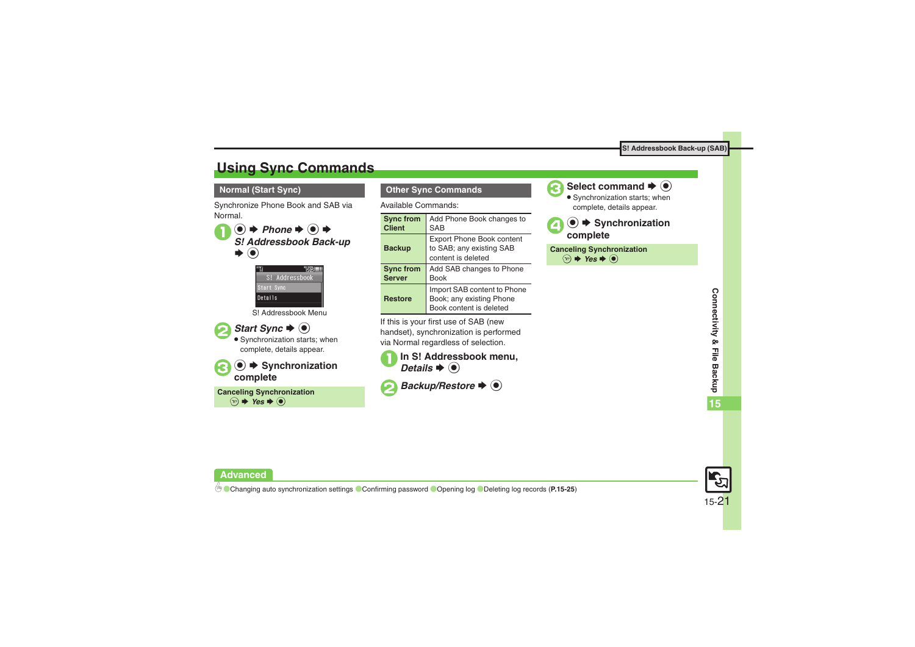# Using Sync Commands

## Normal (Start Sync)

Synchronize Phone Book and SAB via Normal.

1. ● ➡ *Phone* ➡ ● ➡ *S! Addressbook Back-up* ➡ ●

S! Addressbook Menu

2. *Start Sync* ➡ ●
   - Synchronization starts; when complete, details appear.
3. ● ➡ Synchronization complete

**Canceling Synchronization**
✉ ➡ *Yes* ➡ ●

## Other Sync Commands

Available Commands:

| Command | Description |
|---|---|
| **Sync from Client** | Add Phone Book changes to SAB |
| **Backup** | Export Phone Book content to SAB; any existing SAB content is deleted |
| **Sync from Server** | Add SAB changes to Phone Book |
| **Restore** | Import SAB content to Phone Book; any existing Phone Book content is deleted |

If this is your first use of SAB (new handset), synchronization is performed via Normal regardless of selection.

1. In S! Addressbook menu, *Details* ➡ ●
2. *Backup/Restore* ➡ ●
3. Select command ➡ ●
   - Synchronization starts; when complete, details appear.
4. ● ➡ Synchronization complete

**Canceling Synchronization**
✉ ➡ *Yes* ➡ ●

**Advanced**

Changing auto synchronization settings ● Confirming password ● Opening log ● Deleting log records (**P.15-25**)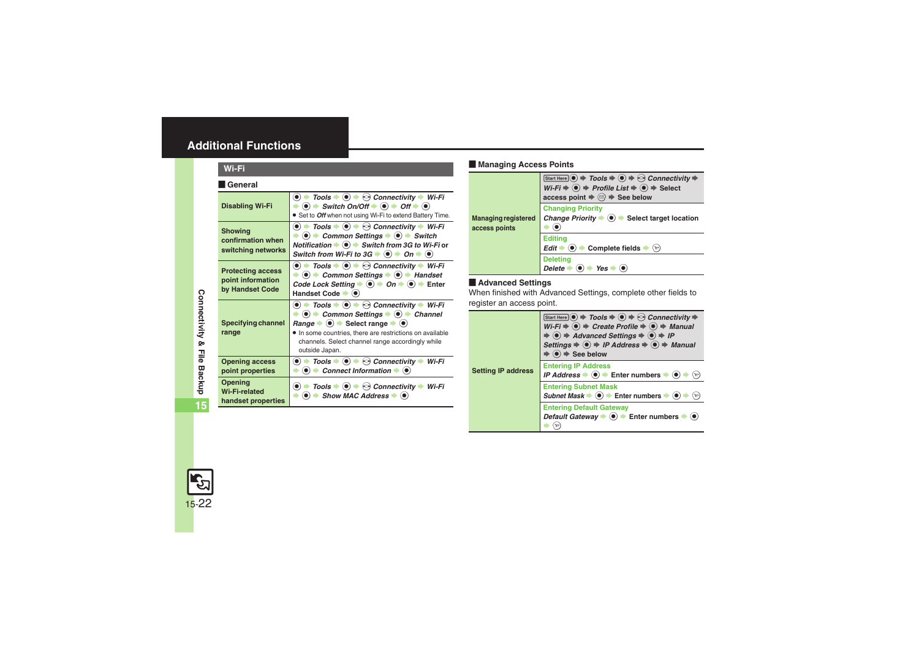# Additional Functions

## Wi-Fi

### General

| | |
|---|---|
| Disabling Wi-Fi | ● ➡ *Tools* ➡ ● ➡ *Connectivity* ➡ *Wi-Fi* ➡ ● ➡ *Switch On/Off* ➡ ● ➡ *Off* ➡ ●<br>• Set to *Off* when not using Wi-Fi to extend Battery Time. |
| Showing confirmation when switching networks | ● ➡ *Tools* ➡ ● ➡ *Connectivity* ➡ *Wi-Fi* ➡ ● ➡ *Common Settings* ➡ ● ➡ *Switch Notification* ➡ ● ➡ *Switch from 3G to Wi-Fi* or *Switch from Wi-Fi to 3G* ➡ ● ➡ *On* ➡ ● |
| Protecting access point information by Handset Code | ● ➡ *Tools* ➡ ● ➡ *Connectivity* ➡ *Wi-Fi* ➡ ● ➡ *Common Settings* ➡ ● ➡ *Handset Code Lock Setting* ➡ ● ➡ *On* ➡ ● ➡ Enter Handset Code ➡ ● |
| Specifying channel range | ● ➡ *Tools* ➡ ● ➡ *Connectivity* ➡ *Wi-Fi* ➡ ● ➡ *Common Settings* ➡ ● ➡ *Channel Range* ➡ ● ➡ Select range ➡ ●<br>• In some countries, there are restrictions on available channels. Select channel range accordingly while outside Japan. |
| Opening access point properties | ● ➡ *Tools* ➡ ● ➡ *Connectivity* ➡ *Wi-Fi* ➡ ● ➡ *Connect Information* ➡ ● |
| Opening Wi-Fi-related handset properties | ● ➡ *Tools* ➡ ● ➡ *Connectivity* ➡ *Wi-Fi* ➡ ● ➡ *Show MAC Address* ➡ ● |

### Managing Access Points

| | |
|---|---|
| Managing registered access points | Start Here ● ➡ *Tools* ➡ ● ➡ *Connectivity* ➡ *Wi-Fi* ➡ ● ➡ *Profile List* ➡ ● ➡ Select access point ➡ ⊜ ➡ See below |
| | **Changing Priority**<br>*Change Priority* ➡ ● ➡ Select target location ➡ ● |
| | **Editing**<br>*Edit* ➡ ● ➡ Complete fields ➡ ⊙ |
| | **Deleting**<br>*Delete* ➡ ● ➡ *Yes* ➡ ● |

### Advanced Settings

When finished with Advanced Settings, complete other fields to register an access point.

| | |
|---|---|
| Setting IP address | Start Here ● ➡ *Tools* ➡ ● ➡ *Connectivity* ➡ *Wi-Fi* ➡ ● ➡ *Create Profile* ➡ ● ➡ *Manual* ➡ ● ➡ *Advanced Settings* ➡ ● ➡ *IP Settings* ➡ ● ➡ *IP Address* ➡ ● ➡ *Manual* ➡ ● ➡ See below |
| | **Entering IP Address**<br>*IP Address* ➡ ● ➡ Enter numbers ➡ ● ➡ ⊙ |
| | **Entering Subnet Mask**<br>*Subnet Mask* ➡ ● ➡ Enter numbers ➡ ● ➡ ⊙ |
| | **Entering Default Gateway**<br>*Default Gateway* ➡ ● ➡ Enter numbers ➡ ● ➡ ⊙ |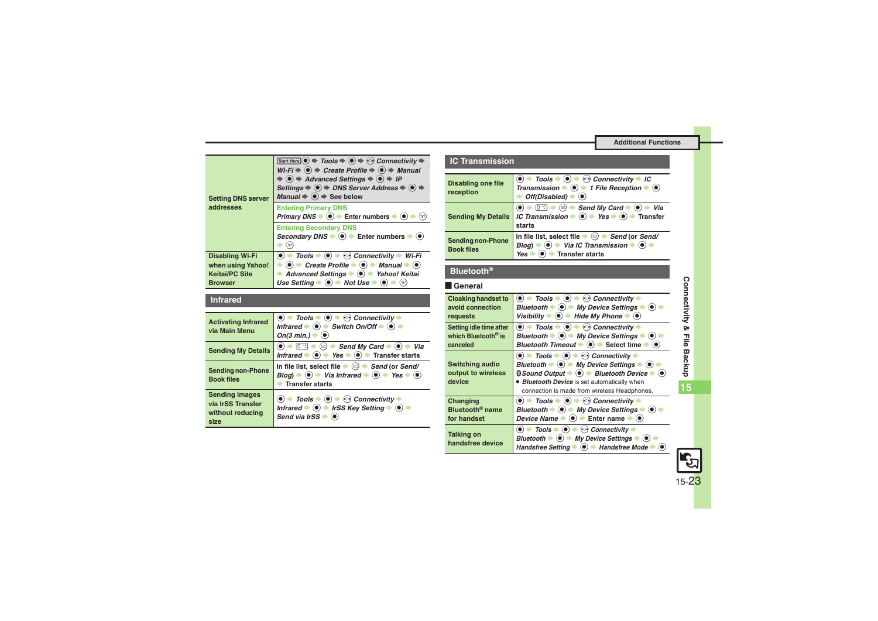| | |
|---|---|
| Setting DNS server addresses | Start Here ● ➡ *Tools* ➡ ● ➡ *Connectivity* ➡ *Wi-Fi* ➡ ● ➡ *Create Profile* ➡ ● ➡ *Manual* ➡ ● ➡ *Advanced Settings* ➡ ● ➡ *IP Settings* ➡ ● ➡ *DNS Server Address* ➡ ● ➡ *Manual* ➡ ● ➡ See below |
| | **Entering Primary DNS** *Primary DNS* ➡ ● ➡ Enter numbers ➡ ● ➡ |
| | **Entering Secondary DNS** *Secondary DNS* ➡ ● ➡ Enter numbers ➡ ● ➡ |
| Disabling Wi-Fi when using Yahoo! Keitai/PC Site Browser | ● ➡ *Tools* ➡ ● ➡ *Connectivity* ➡ *Wi-Fi* ➡ ● ➡ *Create Profile* ➡ ● ➡ *Manual* ➡ ● ➡ *Advanced Settings* ➡ ● ➡ *Yahoo! Keitai Use Setting* ➡ ● ➡ *Not Use* ➡ ● ➡ |

## Infrared

| | |
|---|---|
| Activating Infrared via Main Menu | ● ➡ *Tools* ➡ ● ➡ *Connectivity* ➡ *Infrared* ➡ ● ➡ *Switch On/Off* ➡ ● ➡ *On(3 min.)* ➡ ● |
| Sending My Details | ● ➡ 0 ➡ ➡ *Send My Card* ➡ ● ➡ *Via Infrared* ➡ ● ➡ *Yes* ➡ ● ➡ Transfer starts |
| Sending non-Phone Book files | In file list, select file ➡ ➡ *Send* (or *Send/ Blog*) ➡ ● ➡ *Via Infrared* ➡ ● ➡ *Yes* ➡ ● ➡ Transfer starts |
| Sending images via IrSS Transfer without reducing size | ● ➡ *Tools* ➡ ● ➡ *Connectivity* ➡ *Infrared* ➡ ● ➡ *IrSS Key Setting* ➡ ● ➡ *Send via IrSS* ➡ ● |

## IC Transmission

| | |
|---|---|
| Disabling one file reception | ● ➡ *Tools* ➡ ● ➡ *Connectivity* ➡ *IC Transmission* ➡ ● ➡ *1 File Reception* ➡ ● ➡ *Off(Disabled)* ➡ ● |
| Sending My Details | ● ➡ 0 ➡ ➡ *Send My Card* ➡ ● ➡ *Via IC Transmission* ➡ ● ➡ *Yes* ➡ ● ➡ Transfer starts |
| Sending non-Phone Book files | In file list, select file ➡ ➡ *Send* (or *Send/ Blog*) ➡ ● ➡ *Via IC Transmission* ➡ ● ➡ *Yes* ➡ ● ➡ Transfer starts |

## Bluetooth®

### General

| | |
|---|---|
| Cloaking handset to avoid connection requests | ● ➡ *Tools* ➡ ● ➡ *Connectivity* ➡ *Bluetooth* ➡ ● ➡ *My Device Settings* ➡ ● ➡ *Visibility* ➡ ● ➡ *Hide My Phone* ➡ ● |
| Setting idle time after which Bluetooth® is canceled | ● ➡ *Tools* ➡ ● ➡ *Connectivity* ➡ *Bluetooth* ➡ ● ➡ *My Device Settings* ➡ ● ➡ *Bluetooth Timeout* ➡ ● ➡ Select time ➡ ● |
| Switching audio output to wireless device | ● ➡ *Tools* ➡ ● ➡ *Connectivity* ➡ *Bluetooth* ➡ ● ➡ *My Device Settings* ➡ ● ➡ *Sound Output* ➡ ● ➡ *Bluetooth Device* ➡ ● <br>• *Bluetooth Device* is set automatically when connection is made from wireless Headphones. |
| Changing Bluetooth® name for handset | ● ➡ *Tools* ➡ ● ➡ *Connectivity* ➡ *Bluetooth* ➡ ● ➡ *My Device Settings* ➡ ● ➡ *Device Name* ➡ ● ➡ Enter name ➡ ● |
| Talking on handsfree device | ● ➡ *Tools* ➡ ● ➡ *Connectivity* ➡ *Bluetooth* ➡ ● ➡ *My Device Settings* ➡ ● ➡ *Handsfree Setting* ➡ ● ➡ *Handsfree Mode* ➡ ● |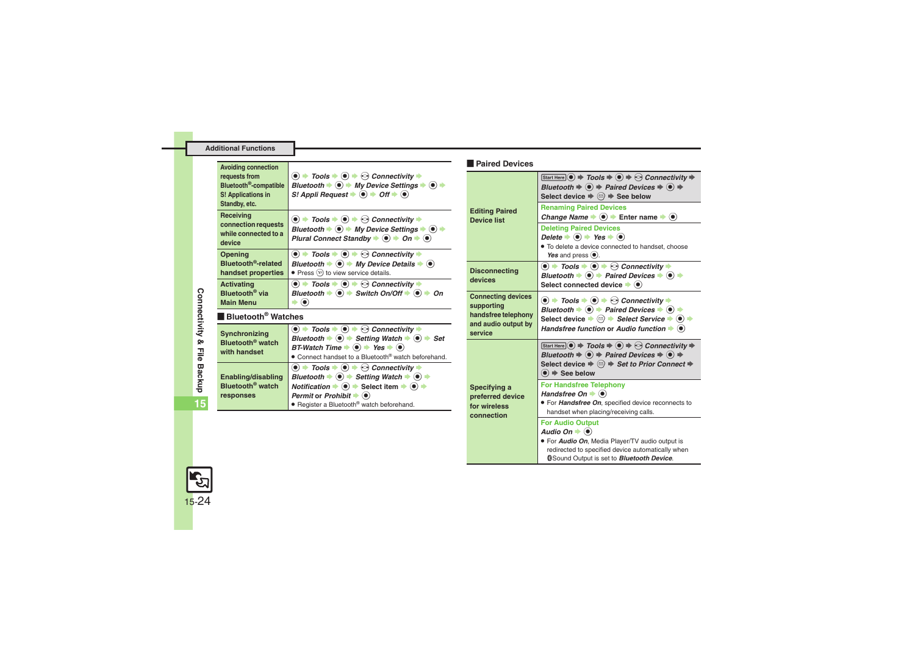| | |
|---|---|
| Avoiding connection requests from Bluetooth®-compatible S! Applications in Standby, etc. | ● ➡ *Tools* ➡ ● ➡ *Connectivity* ➡ *Bluetooth* ➡ ● ➡ *My Device Settings* ➡ ● ➡ *S! Appli Request* ➡ ● ➡ *Off* ➡ ● |
| Receiving connection requests while connected to a device | ● ➡ *Tools* ➡ ● ➡ *Connectivity* ➡ *Bluetooth* ➡ ● ➡ *My Device Settings* ➡ ● ➡ *Plural Connect Standby* ➡ ● ➡ *On* ➡ ● |
| Opening Bluetooth®-related handset properties | ● ➡ *Tools* ➡ ● ➡ *Connectivity* ➡ *Bluetooth* ➡ ● ➡ *My Device Details* ➡ ●<br>● Press to view service details. |
| Activating Bluetooth® via Main Menu | ● ➡ *Tools* ➡ ● ➡ *Connectivity* ➡ *Bluetooth* ➡ ● ➡ *Switch On/Off* ➡ ● ➡ *On* ➡ ● |

## Bluetooth® Watches

| | |
|---|---|
| Synchronizing Bluetooth® watch with handset | ● ➡ *Tools* ➡ ● ➡ *Connectivity* ➡ *Bluetooth* ➡ ● ➡ *Setting Watch* ➡ ● ➡ *Set BT-Watch Time* ➡ ● ➡ *Yes* ➡ ●<br>● Connect handset to a Bluetooth® watch beforehand. |
| Enabling/disabling Bluetooth® watch responses | ● ➡ *Tools* ➡ ● ➡ *Connectivity* ➡ *Bluetooth* ➡ ● ➡ *Setting Watch* ➡ ● ➡ *Notification* ➡ ● ➡ Select item ➡ ● ➡ *Permit* or *Prohibit* ➡ ●<br>● Register a Bluetooth® watch beforehand. |

## Paired Devices

| | |
|---|---|
| Editing Paired Device list | Start Here ● ➡ *Tools* ➡ ● ➡ *Connectivity* ➡ *Bluetooth* ➡ ● ➡ *Paired Devices* ➡ ● ➡ Select device ➡ ➡ See below<br>**Renaming Paired Devices**<br>*Change Name* ➡ ● ➡ Enter name ➡ ●<br>**Deleting Paired Devices**<br>*Delete* ➡ ● ➡ *Yes* ➡ ●<br>● To delete a device connected to handset, choose *Yes* and press ●. |
| Disconnecting devices | ● ➡ *Tools* ➡ ● ➡ *Connectivity* ➡ *Bluetooth* ➡ ● ➡ *Paired Devices* ➡ ● ➡ Select connected device ➡ ● |
| Connecting devices supporting handsfree telephony and audio output by service | ● ➡ *Tools* ➡ ● ➡ *Connectivity* ➡ *Bluetooth* ➡ ● ➡ *Paired Devices* ➡ ● ➡ Select device ➡ ➡ *Select Service* ➡ ● ➡ *Handsfree function* or *Audio function* ➡ ● |
| Specifying a preferred device for wireless connection | Start Here ● ➡ *Tools* ➡ ● ➡ *Connectivity* ➡ *Bluetooth* ➡ ● ➡ *Paired Devices* ➡ ● ➡ Select device ➡ ➡ *Set to Prior Connect* ➡ ● ➡ See below<br>**For Handsfree Telephony**<br>*Handsfree On* ➡ ●<br>● For *Handsfree On*, specified device reconnects to handset when placing/receiving calls.<br>**For Audio Output**<br>*Audio On* ➡ ●<br>● For *Audio On*, Media Player/TV audio output is redirected to specified device automatically when Sound Output is set to *Bluetooth Device*. |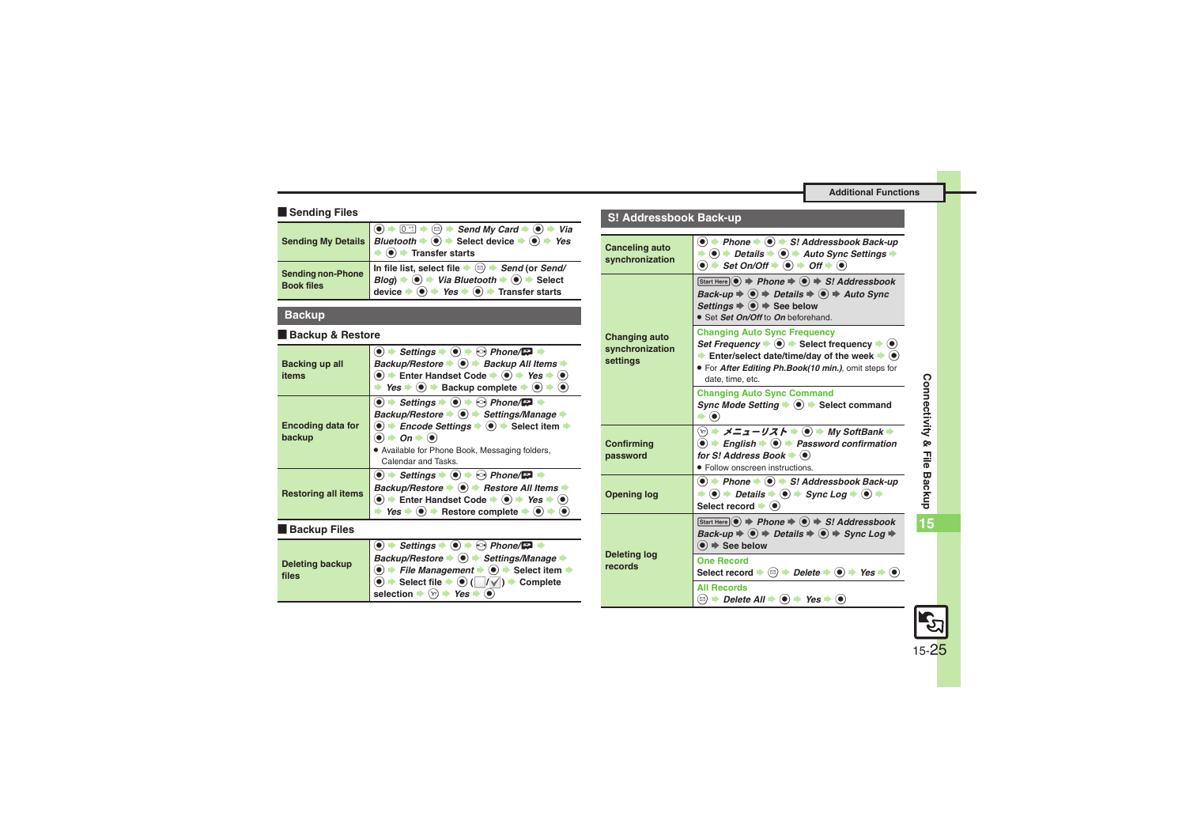## Sending Files

| | |
|---|---|
| **Sending My Details** | ● ➡ 0 ➡ ✉ ➡ *Send My Card* ➡ ● ➡ *Via Bluetooth* ➡ ● ➡ Select device ➡ ● ➡ *Yes* ➡ ● ➡ Transfer starts |
| **Sending non-Phone Book files** | In file list, select file ➡ ✉ ➡ *Send* (or *Send/ Blog*) ➡ ● ➡ *Via Bluetooth* ➡ ● ➡ Select device ➡ ● ➡ *Yes* ➡ ● ➡ Transfer starts |

## Backup

### Backup & Restore

| | |
|---|---|
| **Backing up all items** | ● ➡ *Settings* ➡ ● ➡ ⊙ *Phone/* ➡ *Backup/Restore* ➡ ● ➡ *Backup All Items* ➡ ● ➡ Enter Handset Code ➡ ● ➡ *Yes* ➡ ● ➡ *Yes* ➡ ● ➡ Backup complete ➡ ● ➡ ● |
| **Encoding data for backup** | ● ➡ *Settings* ➡ ● ➡ ⊙ *Phone/* ➡ *Backup/Restore* ➡ ● ➡ *Settings/Manage* ➡ ● ➡ *Encode Settings* ➡ ● ➡ Select item ➡ ● ➡ *On* ➡ ●<br>● Available for Phone Book, Messaging folders, Calendar and Tasks. |
| **Restoring all items** | ● ➡ *Settings* ➡ ● ➡ ⊙ *Phone/* ➡ *Backup/Restore* ➡ ● ➡ *Restore All Items* ➡ ● ➡ Enter Handset Code ➡ ● ➡ *Yes* ➡ ● ➡ *Yes* ➡ ● ➡ Restore complete ➡ ● ➡ ● |

### Backup Files

| | |
|---|---|
| **Deleting backup files** | ● ➡ *Settings* ➡ ● ➡ ⊙ *Phone/* ➡ *Backup/Restore* ➡ ● ➡ *Settings/Manage* ➡ ● ➡ *File Management* ➡ ● ➡ Select item ➡ ● ➡ Select file ➡ ● (☐/☑) ➡ Complete selection ➡ ✉ ➡ *Yes* ➡ ● |

## S! Addressbook Back-up

| | |
|---|---|
| **Canceling auto synchronization** | ● ➡ *Phone* ➡ ● ➡ *S! Addressbook Back-up* ➡ ● ➡ *Details* ➡ ● ➡ *Auto Sync Settings* ➡ ● ➡ *Set On/Off* ➡ ● ➡ *Off* ➡ ● |
| **Changing auto synchronization settings** | Start Here ● ➡ *Phone* ➡ ● ➡ *S! Addressbook Back-up* ➡ ● ➡ *Details* ➡ ● ➡ *Auto Sync Settings* ➡ ● ➡ See below<br>● Set *Set On/Off* to *On* beforehand.<br>**Changing Auto Sync Frequency**<br>*Set Frequency* ➡ ● ➡ Select frequency ➡ ● ➡ Enter/select date/time/day of the week ➡ ●<br>● For *After Editing Ph.Book(10 min.)*, omit steps for date, time, etc.<br>**Changing Auto Sync Command**<br>*Sync Mode Setting* ➡ ● ➡ Select command ➡ ● |
| **Confirming password** | ✉ ➡ *メニューリスト* ➡ ● ➡ *My SoftBank* ➡ ● ➡ *English* ➡ ● ➡ *Password confirmation for S! Address Book* ➡ ●<br>● Follow onscreen instructions. |
| **Opening log** | ● ➡ *Phone* ➡ ● ➡ *S! Addressbook Back-up* ➡ ● ➡ *Details* ➡ ● ➡ *Sync Log* ➡ ● ➡ Select record ➡ ● |
| **Deleting log records** | Start Here ● ➡ *Phone* ➡ ● ➡ *S! Addressbook Back-up* ➡ ● ➡ *Details* ➡ ● ➡ *Sync Log* ➡ ● ➡ See below<br>**One Record**<br>Select record ➡ ✉ ➡ *Delete* ➡ ● ➡ *Yes* ➡ ●<br>**All Records**<br>✉ ➡ *Delete All* ➡ ● ➡ *Yes* ➡ ● |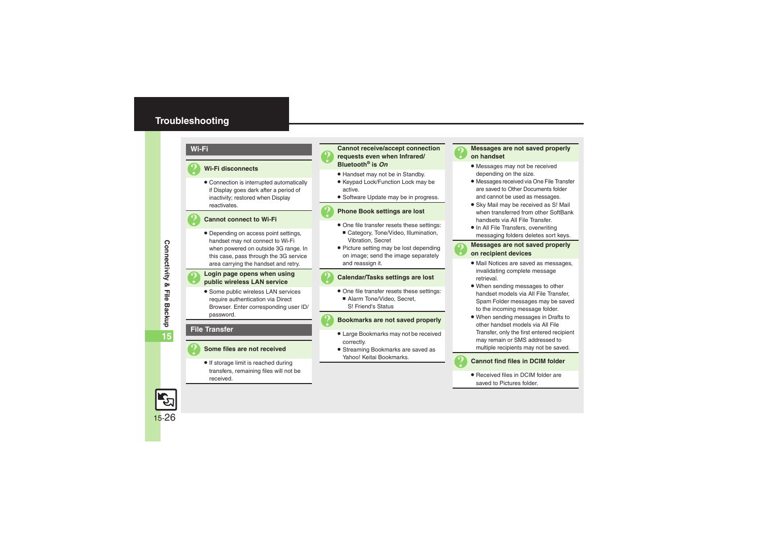# Troubleshooting

## Wi-Fi

### Wi-Fi disconnects

- Connection is interrupted automatically if Display goes dark after a period of inactivity; restored when Display reactivates.

### Cannot connect to Wi-Fi

- Depending on access point settings, handset may not connect to Wi-Fi when powered on outside 3G range. In this case, pass through the 3G service area carrying the handset and retry.

### Login page opens when using public wireless LAN service

- Some public wireless LAN services require authentication via Direct Browser. Enter corresponding user ID/ password.

## File Transfer

### Some files are not received

- If storage limit is reached during transfers, remaining files will not be received.

### Cannot receive/accept connection requests even when Infrared/ Bluetooth® is *On*

- Handset may not be in Standby.
- Keypad Lock/Function Lock may be active.
- Software Update may be in progress.

### Phone Book settings are lost

- One file transfer resets these settings:
  - Category, Tone/Video, Illumination, Vibration, Secret
- Picture setting may be lost depending on image; send the image separately and reassign it.

### Calendar/Tasks settings are lost

- One file transfer resets these settings:
  - Alarm Tone/Video, Secret, S! Friend's Status

### Bookmarks are not saved properly

- Large Bookmarks may not be received correctly.
- Streaming Bookmarks are saved as Yahoo! Keitai Bookmarks.

### Messages are not saved properly on handset

- Messages may not be received depending on the size.
- Messages received via One File Transfer are saved to Other Documents folder and cannot be used as messages.
- Sky Mail may be received as S! Mail when transferred from other SoftBank handsets via All File Transfer.
- In All File Transfers, overwriting messaging folders deletes sort keys.

### Messages are not saved properly on recipient devices

- Mail Notices are saved as messages, invalidating complete message retrieval.
- When sending messages to other handset models via All File Transfer, Spam Folder messages may be saved to the incoming message folder.
- When sending messages in Drafts to other handset models via All File Transfer, only the first entered recipient may remain or SMS addressed to multiple recipients may not be saved.

### Cannot find files in DCIM folder

- Received files in DCIM folder are saved to Pictures folder.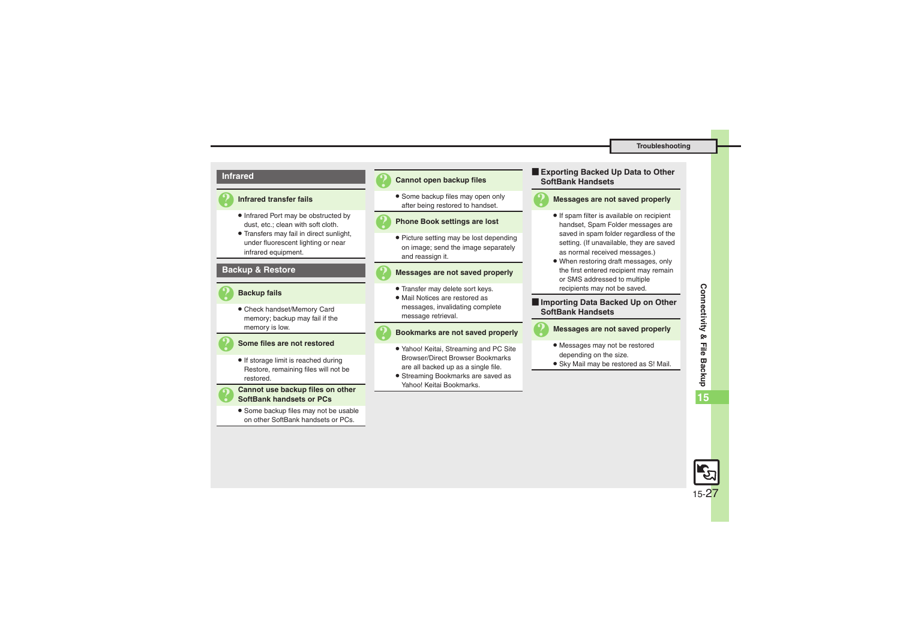## Infrared

### Infrared transfer fails

- Infrared Port may be obstructed by dust, etc.; clean with soft cloth.
- Transfers may fail in direct sunlight, under fluorescent lighting or near infrared equipment.

## Backup & Restore

### Backup fails

- Check handset/Memory Card memory; backup may fail if the memory is low.

### Some files are not restored

- If storage limit is reached during Restore, remaining files will not be restored.

### Cannot use backup files on other SoftBank handsets or PCs

- Some backup files may not be usable on other SoftBank handsets or PCs.

### Cannot open backup files

- Some backup files may open only after being restored to handset.

### Phone Book settings are lost

- Picture setting may be lost depending on image; send the image separately and reassign it.

### Messages are not saved properly

- Transfer may delete sort keys.
- Mail Notices are restored as messages, invalidating complete message retrieval.

### Bookmarks are not saved properly

- Yahoo! Keitai, Streaming and PC Site Browser/Direct Browser Bookmarks are all backed up as a single file.
- Streaming Bookmarks are saved as Yahoo! Keitai Bookmarks.

## Exporting Backed Up Data to Other SoftBank Handsets

### Messages are not saved properly

- If spam filter is available on recipient handset, Spam Folder messages are saved in spam folder regardless of the setting. (If unavailable, they are saved as normal received messages.)
- When restoring draft messages, only the first entered recipient may remain or SMS addressed to multiple recipients may not be saved.

## Importing Data Backed Up on Other SoftBank Handsets

### Messages are not saved properly

- Messages may not be restored depending on the size.
- Sky Mail may be restored as S! Mail.